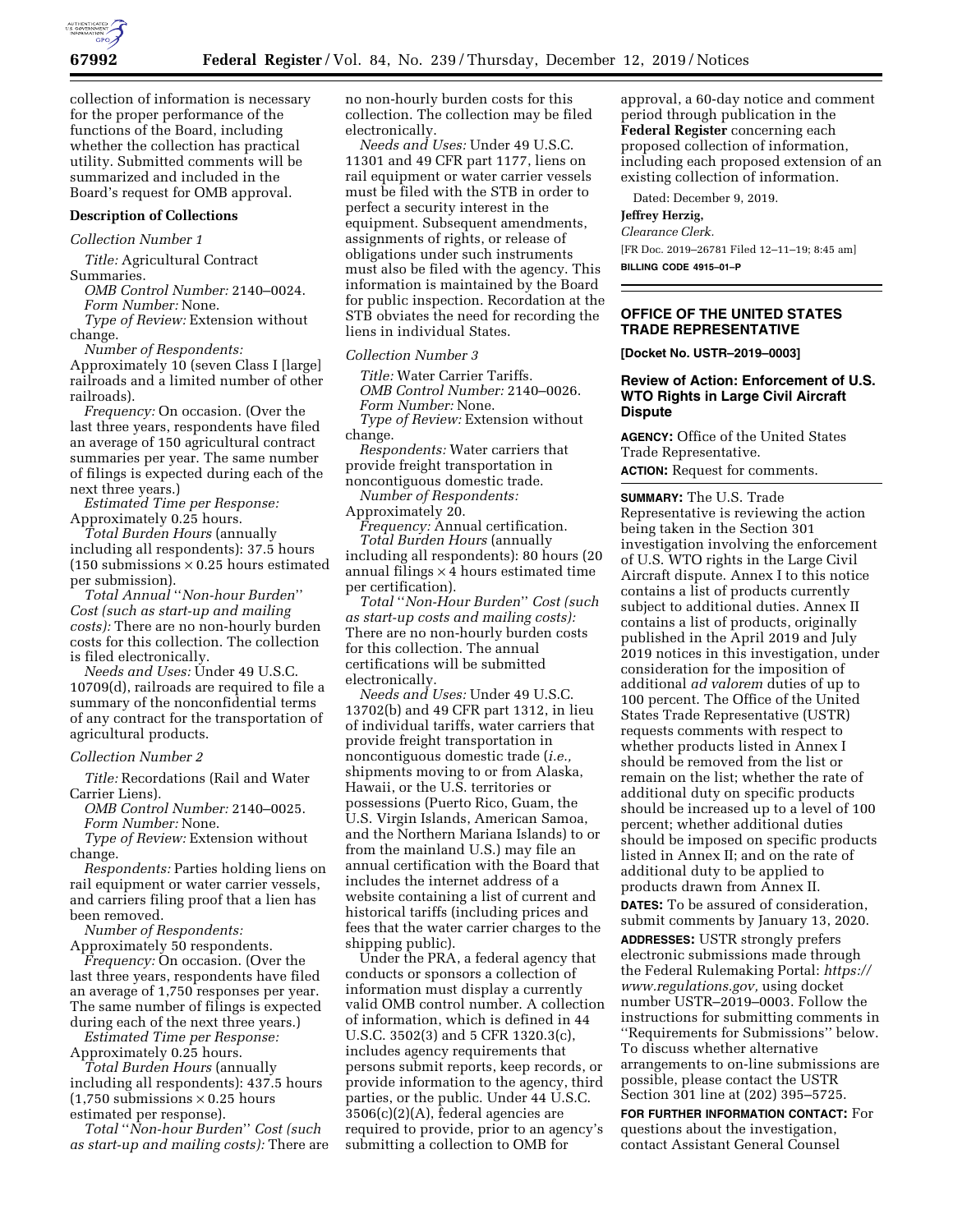collection of information is necessary for the proper performance of the functions of the Board, including whether the collection has practical utility. Submitted comments will be summarized and included in the Board's request for OMB approval.

**Description of Collections**

*Collection Number 1*

*Title:* Agricultural Contract Summaries.

*OMB Control Number:* 2140–0024.

*Form Number:* None.

*Type of Review:* Extension without change.

*Number of Respondents:* Approximately 10 (seven Class I [large] railroads and a limited number of other railroads).

*Frequency:* On occasion. (Over the last three years, respondents have filed an average of 150 agricultural contract summaries per year. The same number of filings is expected during each of the next three years.)

*Estimated Time per Response:* Approximately 0.25 hours.

*Total Burden Hours* (annually including all respondents): 37.5 hours (150 submissions × 0.25 hours estimated per submission).

*Total Annual ''Non-hour Burden'' Cost (such as start-up and mailing costs):* There are no non-hourly burden costs for this collection. The collection is filed electronically.

*Needs and Uses:* Under 49 U.S.C. 10709(d), railroads are required to file a summary of the nonconfidential terms of any contract for the transportation of agricultural products.

*Collection Number 2*

*Title:* Recordations (Rail and Water Carrier Liens).

*OMB Control Number:* 2140–0025.

*Form Number:* None.

*Type of Review:* Extension without change.

*Respondents:* Parties holding liens on rail equipment or water carrier vessels, and carriers filing proof that a lien has been removed.

*Number of Respondents:* Approximately 50 respondents.

*Frequency:* On occasion. (Over the last three years, respondents have filed an average of 1,750 responses per year. The same number of filings is expected during each of the next three years.)

*Estimated Time per Response:* Approximately 0.25 hours.

*Total Burden Hours* (annually including all respondents): 437.5 hours (1,750 submissions × 0.25 hours estimated per response).

*Total ''Non-hour Burden'' Cost (such as start-up and mailing costs):* There are no non-hourly burden costs for this collection. The collection may be filed electronically.

*Needs and Uses:* Under 49 U.S.C. 11301 and 49 CFR part 1177, liens on rail equipment or water carrier vessels must be filed with the STB in order to perfect a security interest in the equipment. Subsequent amendments, assignments of rights, or release of obligations under such instruments must also be filed with the agency. This information is maintained by the Board for public inspection. Recordation at the STB obviates the need for recording the liens in individual States.

*Collection Number 3*

*Title:* Water Carrier Tariffs.

*OMB Control Number:* 2140–0026.

*Form Number:* None.

*Type of Review:* Extension without change.

*Respondents:* Water carriers that provide freight transportation in noncontiguous domestic trade.

*Number of Respondents:* Approximately 20.

*Frequency:* Annual certification.

*Total Burden Hours* (annually including all respondents): 80 hours (20 annual filings × 4 hours estimated time per certification).

*Total ''Non-Hour Burden'' Cost (such as start-up costs and mailing costs):* There are no non-hourly burden costs for this collection. The annual certifications will be submitted electronically.

*Needs and Uses:* Under 49 U.S.C. 13702(b) and 49 CFR part 1312, in lieu of individual tariffs, water carriers that provide freight transportation in noncontiguous domestic trade (*i.e.,* shipments moving to or from Alaska, Hawaii, or the U.S. territories or possessions (Puerto Rico, Guam, the U.S. Virgin Islands, American Samoa, and the Northern Mariana Islands) to or from the mainland U.S.) may file an annual certification with the Board that includes the internet address of a website containing a list of current and historical tariffs (including prices and fees that the water carrier charges to the shipping public).

Under the PRA, a federal agency that conducts or sponsors a collection of information must display a currently valid OMB control number. A collection of information, which is defined in 44 U.S.C. 3502(3) and 5 CFR 1320.3(c), includes agency requirements that persons submit reports, keep records, or provide information to the agency, third parties, or the public. Under 44 U.S.C. 3506(c)(2)(A), federal agencies are required to provide, prior to an agency's submitting a collection to OMB for approval, a 60-day notice and comment period through publication in the **Federal Register** concerning each proposed collection of information, including each proposed extension of an existing collection of information.

Dated: December 9, 2019.

**Jeffrey Herzig,**

*Clearance Clerk.*

[FR Doc. 2019–26781 Filed 12–11–19; 8:45 am]

**BILLING CODE 4915–01–P**

## OFFICE OF THE UNITED STATES TRADE REPRESENTATIVE

**[Docket No. USTR–2019–0003]**

### Review of Action: Enforcement of U.S. WTO Rights in Large Civil Aircraft Dispute

**AGENCY:** Office of the United States Trade Representative.

**ACTION:** Request for comments.

**SUMMARY:** The U.S. Trade Representative is reviewing the action being taken in the Section 301 investigation involving the enforcement of U.S. WTO rights in the Large Civil Aircraft dispute. Annex I to this notice contains a list of products currently subject to additional duties. Annex II contains a list of products, originally published in the April 2019 and July 2019 notices in this investigation, under consideration for the imposition of additional *ad valorem* duties of up to 100 percent. The Office of the United States Trade Representative (USTR) requests comments with respect to whether products listed in Annex I should be removed from the list or remain on the list; whether the rate of additional duty on specific products should be increased up to a level of 100 percent; whether additional duties should be imposed on specific products listed in Annex II; and on the rate of additional duty to be applied to products drawn from Annex II.

**DATES:** To be assured of consideration, submit comments by January 13, 2020.

**ADDRESSES:** USTR strongly prefers electronic submissions made through the Federal Rulemaking Portal: *https://www.regulations.gov,* using docket number USTR–2019–0003. Follow the instructions for submitting comments in ''Requirements for Submissions'' below. To discuss whether alternative arrangements to on-line submissions are possible, please contact the USTR Section 301 line at (202) 395–5725.

**FOR FURTHER INFORMATION CONTACT:** For questions about the investigation, contact Assistant General Counsel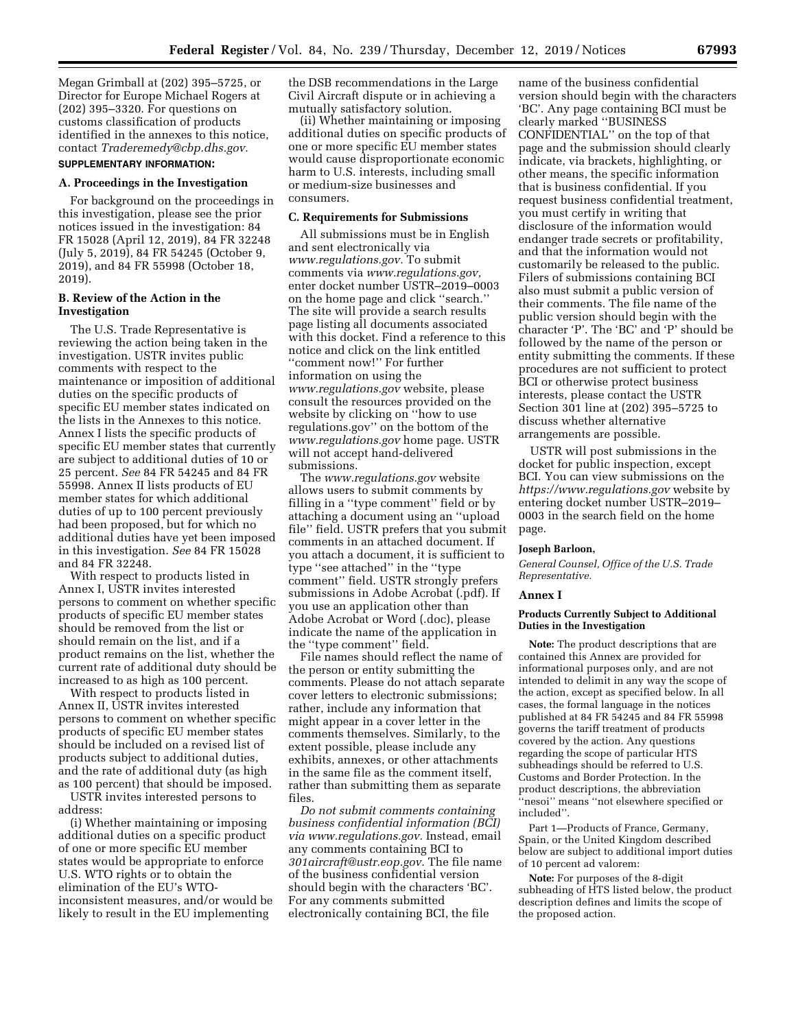Megan Grimball at (202) 395–5725, or Director for Europe Michael Rogers at (202) 395–3320. For questions on customs classification of products identified in the annexes to this notice, contact *Traderemedy@cbp.dhs.gov.*

**SUPPLEMENTARY INFORMATION:**

### A. Proceedings in the Investigation

For background on the proceedings in this investigation, please see the prior notices issued in the investigation: 84 FR 15028 (April 12, 2019), 84 FR 32248 (July 5, 2019), 84 FR 54245 (October 9, 2019), and 84 FR 55998 (October 18, 2019).

### B. Review of the Action in the Investigation

The U.S. Trade Representative is reviewing the action being taken in the investigation. USTR invites public comments with respect to the maintenance or imposition of additional duties on the specific products of specific EU member states indicated on the lists in the Annexes to this notice. Annex I lists the specific products of specific EU member states that currently are subject to additional duties of 10 or 25 percent. *See* 84 FR 54245 and 84 FR 55998. Annex II lists products of EU member states for which additional duties of up to 100 percent previously had been proposed, but for which no additional duties have yet been imposed in this investigation. *See* 84 FR 15028 and 84 FR 32248.

With respect to products listed in Annex I, USTR invites interested persons to comment on whether specific products of specific EU member states should be removed from the list or should remain on the list, and if a product remains on the list, whether the current rate of additional duty should be increased to as high as 100 percent.

With respect to products listed in Annex II, USTR invites interested persons to comment on whether specific products of specific EU member states should be included on a revised list of products subject to additional duties, and the rate of additional duty (as high as 100 percent) that should be imposed.

USTR invites interested persons to address:

(i) Whether maintaining or imposing additional duties on a specific product of one or more specific EU member states would be appropriate to enforce U.S. WTO rights or to obtain the elimination of the EU's WTO-inconsistent measures, and/or would be likely to result in the EU implementing the DSB recommendations in the Large Civil Aircraft dispute or in achieving a mutually satisfactory solution.

(ii) Whether maintaining or imposing additional duties on specific products of one or more specific EU member states would cause disproportionate economic harm to U.S. interests, including small or medium-size businesses and consumers.

### C. Requirements for Submissions

All submissions must be in English and sent electronically via *www.regulations.gov.* To submit comments via *www.regulations.gov,* enter docket number USTR–2019–0003 on the home page and click ''search.'' The site will provide a search results page listing all documents associated with this docket. Find a reference to this notice and click on the link entitled ''comment now!'' For further information on using the *www.regulations.gov* website, please consult the resources provided on the website by clicking on ''how to use regulations.gov'' on the bottom of the *www.regulations.gov* home page. USTR will not accept hand-delivered submissions.

The *www.regulations.gov* website allows users to submit comments by filling in a ''type comment'' field or by attaching a document using an ''upload file'' field. USTR prefers that you submit comments in an attached document. If you attach a document, it is sufficient to type ''see attached'' in the ''type comment'' field. USTR strongly prefers submissions in Adobe Acrobat (.pdf). If you use an application other than Adobe Acrobat or Word (.doc), please indicate the name of the application in the ''type comment'' field.

File names should reflect the name of the person or entity submitting the comments. Please do not attach separate cover letters to electronic submissions; rather, include any information that might appear in a cover letter in the comments themselves. Similarly, to the extent possible, please include any exhibits, annexes, or other attachments in the same file as the comment itself, rather than submitting them as separate files.

*Do not submit comments containing business confidential information (BCI) via www.regulations.gov.* Instead, email any comments containing BCI to *301aircraft@ustr.eop.gov.* The file name of the business confidential version should begin with the characters 'BC'. For any comments submitted electronically containing BCI, the file name of the business confidential version should begin with the characters 'BC'. Any page containing BCI must be clearly marked ''BUSINESS CONFIDENTIAL'' on the top of that page and the submission should clearly indicate, via brackets, highlighting, or other means, the specific information that is business confidential. If you request business confidential treatment, you must certify in writing that disclosure of the information would endanger trade secrets or profitability, and that the information would not customarily be released to the public. Filers of submissions containing BCI also must submit a public version of their comments. The file name of the public version should begin with the character 'P'. The 'BC' and 'P' should be followed by the name of the person or entity submitting the comments. If these procedures are not sufficient to protect BCI or otherwise protect business interests, please contact the USTR Section 301 line at (202) 395–5725 to discuss whether alternative arrangements are possible.

USTR will post submissions in the docket for public inspection, except BCI. You can view submissions on the *https://www.regulations.gov* website by entering docket number USTR–2019–0003 in the search field on the home page.

**Joseph Barloon,**

*General Counsel, Office of the U.S. Trade Representative.*

## Annex I

### Products Currently Subject to Additional Duties in the Investigation

**Note:** The product descriptions that are contained this Annex are provided for informational purposes only, and are not intended to delimit in any way the scope of the action, except as specified below. In all cases, the formal language in the notices published at 84 FR 54245 and 84 FR 55998 governs the tariff treatment of products covered by the action. Any questions regarding the scope of particular HTS subheadings should be referred to U.S. Customs and Border Protection. In the product descriptions, the abbreviation ''nesoi'' means ''not elsewhere specified or included''.

Part 1—Products of France, Germany, Spain, or the United Kingdom described below are subject to additional import duties of 10 percent ad valorem:

**Note:** For purposes of the 8-digit subheading of HTS listed below, the product description defines and limits the scope of the proposed action.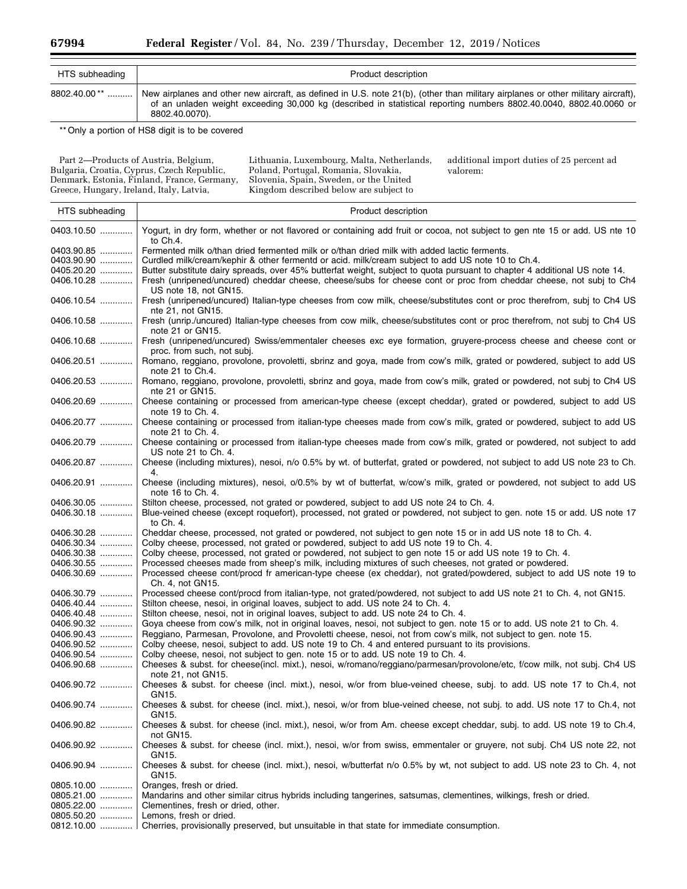| HTS subheading | Product description |
|---|---|
| 8802.40.00 ** .......... | New airplanes and other new aircraft, as defined in U.S. note 21(b), (other than military airplanes or other military aircraft), of an unladen weight exceeding 30,000 kg (described in statistical reporting numbers 8802.40.0040, 8802.40.0060 or 8802.40.0070). |

** Only a portion of HS8 digit is to be covered

Part 2—Products of Austria, Belgium, Bulgaria, Croatia, Cyprus, Czech Republic, Denmark, Estonia, Finland, France, Germany, Greece, Hungary, Ireland, Italy, Latvia, Lithuania, Luxembourg, Malta, Netherlands, Poland, Portugal, Romania, Slovakia, Slovenia, Spain, Sweden, or the United Kingdom described below are subject to additional import duties of 25 percent ad valorem:

| HTS subheading | Product description |
|---|---|
| 0403.10.50 ............. | Yogurt, in dry form, whether or not flavored or containing add fruit or cocoa, not subject to gen nte 15 or add. US nte 10 to Ch.4. |
| 0403.90.85 ............. | Fermented milk o/than dried fermented milk or o/than dried milk with added lactic ferments. |
| 0403.90.90 ............. | Curdled milk/cream/kephir & other fermentd or acid. milk/cream subject to add US note 10 to Ch.4. |
| 0405.20.20 ............. | Butter substitute dairy spreads, over 45% butterfat weight, subject to quota pursuant to chapter 4 additional US note 14. |
| 0406.10.28 ............. | Fresh (unripened/uncured) cheddar cheese, cheese/subs for cheese cont or proc from cheddar cheese, not subj to Ch4 US note 18, not GN15. |
| 0406.10.54 ............. | Fresh (unripened/uncured) Italian-type cheeses from cow milk, cheese/substitutes cont or proc therefrom, subj to Ch4 US nte 21, not GN15. |
| 0406.10.58 ............. | Fresh (unrip./uncured) Italian-type cheeses from cow milk, cheese/substitutes cont or proc therefrom, not subj to Ch4 US note 21 or GN15. |
| 0406.10.68 ............. | Fresh (unripened/uncured) Swiss/emmentaler cheeses exc eye formation, gruyere-process cheese and cheese cont or proc. from such, not subj. |
| 0406.20.51 ............. | Romano, reggiano, provolone, provoletti, sbrinz and goya, made from cow's milk, grated or powdered, subject to add US note 21 to Ch.4. |
| 0406.20.53 ............. | Romano, reggiano, provolone, provoletti, sbrinz and goya, made from cow's milk, grated or powdered, not subj to Ch4 US nte 21 or GN15. |
| 0406.20.69 ............. | Cheese containing or processed from american-type cheese (except cheddar), grated or powdered, subject to add US note 19 to Ch. 4. |
| 0406.20.77 ............. | Cheese containing or processed from italian-type cheeses made from cow's milk, grated or powdered, subject to add US note 21 to Ch. 4. |
| 0406.20.79 ............. | Cheese containing or processed from italian-type cheeses made from cow's milk, grated or powdered, not subject to add US note 21 to Ch. 4. |
| 0406.20.87 ............. | Cheese (including mixtures), nesoi, n/o 0.5% by wt. of butterfat, grated or powdered, not subject to add US note 23 to Ch. 4. |
| 0406.20.91 ............. | Cheese (including mixtures), nesoi, o/0.5% by wt of butterfat, w/cow's milk, grated or powdered, not subject to add US note 16 to Ch. 4. |
| 0406.30.05 ............. | Stilton cheese, processed, not grated or powdered, subject to add US note 24 to Ch. 4. |
| 0406.30.18 ............. | Blue-veined cheese (except roquefort), processed, not grated or powdered, not subject to gen. note 15 or add. US note 17 to Ch. 4. |
| 0406.30.28 ............. | Cheddar cheese, processed, not grated or powdered, not subject to gen note 15 or in add US note 18 to Ch. 4. |
| 0406.30.34 ............. | Colby cheese, processed, not grated or powdered, subject to add US note 19 to Ch. 4. |
| 0406.30.38 ............. | Colby cheese, processed, not grated or powdered, not subject to gen note 15 or add US note 19 to Ch. 4. |
| 0406.30.55 ............. | Processed cheeses made from sheep's milk, including mixtures of such cheeses, not grated or powdered. |
| 0406.30.69 ............. | Processed cheese cont/procd fr american-type cheese (ex cheddar), not grated/powdered, subject to add US note 19 to Ch. 4, not GN15. |
| 0406.30.79 ............. | Processed cheese cont/procd from italian-type, not grated/powdered, not subject to add US note 21 to Ch. 4, not GN15. |
| 0406.40.44 ............. | Stilton cheese, nesoi, in original loaves, subject to add. US note 24 to Ch. 4. |
| 0406.40.48 ............. | Stilton cheese, nesoi, not in original loaves, subject to add. US note 24 to Ch. 4. |
| 0406.90.32 ............. | Goya cheese from cow's milk, not in original loaves, nesoi, not subject to gen. note 15 or to add. US note 21 to Ch. 4. |
| 0406.90.43 ............. | Reggiano, Parmesan, Provolone, and Provoletti cheese, nesoi, not from cow's milk, not subject to gen. note 15. |
| 0406.90.52 ............. | Colby cheese, nesoi, subject to add. US note 19 to Ch. 4 and entered pursuant to its provisions. |
| 0406.90.54 ............. | Colby cheese, nesoi, not subject to gen. note 15 or to add. US note 19 to Ch. 4. |
| 0406.90.68 ............. | Cheeses & subst. for cheese(incl. mixt.), nesoi, w/romano/reggiano/parmesan/provolone/etc, f/cow milk, not subj. Ch4 US note 21, not GN15. |
| 0406.90.72 ............. | Cheeses & subst. for cheese (incl. mixt.), nesoi, w/or from blue-veined cheese, subj. to add. US note 17 to Ch.4, not GN15. |
| 0406.90.74 ............. | Cheeses & subst. for cheese (incl. mixt.), nesoi, w/or from blue-veined cheese, not subj. to add. US note 17 to Ch.4, not GN15. |
| 0406.90.82 ............. | Cheeses & subst. for cheese (incl. mixt.), nesoi, w/or from Am. cheese except cheddar, subj. to add. US note 19 to Ch.4, not GN15. |
| 0406.90.92 ............. | Cheeses & subst. for cheese (incl. mixt.), nesoi, w/or from swiss, emmentaler or gruyere, not subj. Ch4 US note 22, not GN15. |
| 0406.90.94 ............. | Cheeses & subst. for cheese (incl. mixt.), nesoi, w/butterfat n/o 0.5% by wt, not subject to add. US note 23 to Ch. 4, not GN15. |
| 0805.10.00 ............. | Oranges, fresh or dried. |
| 0805.21.00 ............. | Mandarins and other similar citrus hybrids including tangerines, satsumas, clementines, wilkings, fresh or dried. |
| 0805.22.00 ............. | Clementines, fresh or dried, other. |
| 0805.50.20 ............. | Lemons, fresh or dried. |
| 0812.10.00 ............. | Cherries, provisionally preserved, but unsuitable in that state for immediate consumption. |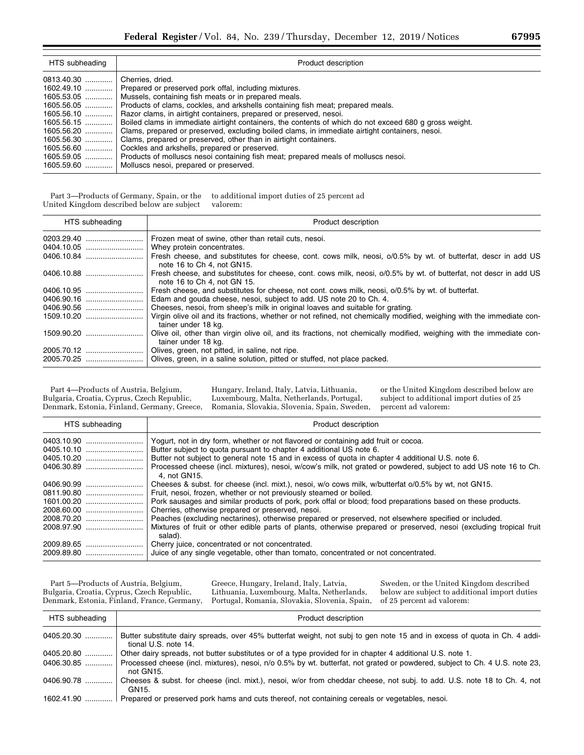| HTS subheading | Product description |
|---|---|
| 0813.40.30 | Cherries, dried. |
| 1602.49.10 | Prepared or preserved pork offal, including mixtures. |
| 1605.53.05 | Mussels, containing fish meats or in prepared meals. |
| 1605.56.05 | Products of clams, cockles, and arkshells containing fish meat; prepared meals. |
| 1605.56.10 | Razor clams, in airtight containers, prepared or preserved, nesoi. |
| 1605.56.15 | Boiled clams in immediate airtight containers, the contents of which do not exceed 680 g gross weight. |
| 1605.56.20 | Clams, prepared or preserved, excluding boiled clams, in immediate airtight containers, nesoi. |
| 1605.56.30 | Clams, prepared or preserved, other than in airtight containers. |
| 1605.56.60 | Cockles and arkshells, prepared or preserved. |
| 1605.59.05 | Products of molluscs nesoi containing fish meat; prepared meals of molluscs nesoi. |
| 1605.59.60 | Molluscs nesoi, prepared or preserved. |

Part 3—Products of Germany, Spain, or the United Kingdom described below are subject to additional import duties of 25 percent ad valorem:

| HTS subheading | Product description |
|---|---|
| 0203.29.40 | Frozen meat of swine, other than retail cuts, nesoi. |
| 0404.10.05 | Whey protein concentrates. |
| 0406.10.84 | Fresh cheese, and substitutes for cheese, cont. cows milk, neosi, o/0.5% by wt. of butterfat, descr in add US note 16 to Ch 4, not GN15. |
| 0406.10.88 | Fresh cheese, and substitutes for cheese, cont. cows milk, neosi, o/0.5% by wt. of butterfat, not descr in add US note 16 to Ch 4, not GN 15. |
| 0406.10.95 | Fresh cheese, and substitutes for cheese, not cont. cows milk, neosi, o/0.5% by wt. of butterfat. |
| 0406.90.16 | Edam and gouda cheese, nesoi, subject to add. US note 20 to Ch. 4. |
| 0406.90.56 | Cheeses, nesoi, from sheep's milk in original loaves and suitable for grating. |
| 1509.10.20 | Virgin olive oil and its fractions, whether or not refined, not chemically modified, weighing with the immediate container under 18 kg. |
| 1509.90.20 | Olive oil, other than virgin olive oil, and its fractions, not chemically modified, weighing with the immediate container under 18 kg. |
| 2005.70.12 | Olives, green, not pitted, in saline, not ripe. |
| 2005.70.25 | Olives, green, in a saline solution, pitted or stuffed, not place packed. |

Part 4—Products of Austria, Belgium, Bulgaria, Croatia, Cyprus, Czech Republic, Denmark, Estonia, Finland, Germany, Greece, Hungary, Ireland, Italy, Latvia, Lithuania, Luxembourg, Malta, Netherlands, Portugal, Romania, Slovakia, Slovenia, Spain, Sweden, or the United Kingdom described below are subject to additional import duties of 25 percent ad valorem:

| HTS subheading | Product description |
|---|---|
| 0403.10.90 | Yogurt, not in dry form, whether or not flavored or containing add fruit or cocoa. |
| 0405.10.10 | Butter subject to quota pursuant to chapter 4 additional US note 6. |
| 0405.10.20 | Butter not subject to general note 15 and in excess of quota in chapter 4 additional U.S. note 6. |
| 0406.30.89 | Processed cheese (incl. mixtures), nesoi, w/cow's milk, not grated or powdered, subject to add US note 16 to Ch. 4, not GN15. |
| 0406.90.99 | Cheeses & subst. for cheese (incl. mixt.), nesoi, w/o cows milk, w/butterfat o/0.5% by wt, not GN15. |
| 0811.90.80 | Fruit, nesoi, frozen, whether or not previously steamed or boiled. |
| 1601.00.20 | Pork sausages and similar products of pork, pork offal or blood; food preparations based on these products. |
| 2008.60.00 | Cherries, otherwise prepared or preserved, nesoi. |
| 2008.70.20 | Peaches (excluding nectarines), otherwise prepared or preserved, not elsewhere specified or included. |
| 2008.97.90 | Mixtures of fruit or other edible parts of plants, otherwise prepared or preserved, nesoi (excluding tropical fruit salad). |
| 2009.89.65 | Cherry juice, concentrated or not concentrated. |
| 2009.89.80 | Juice of any single vegetable, other than tomato, concentrated or not concentrated. |

Part 5—Products of Austria, Belgium, Bulgaria, Croatia, Cyprus, Czech Republic, Denmark, Estonia, Finland, France, Germany, Greece, Hungary, Ireland, Italy, Latvia, Lithuania, Luxembourg, Malta, Netherlands, Portugal, Romania, Slovakia, Slovenia, Spain, Sweden, or the United Kingdom described below are subject to additional import duties of 25 percent ad valorem:

| HTS subheading | Product description |
|---|---|
| 0405.20.30 | Butter substitute dairy spreads, over 45% butterfat weight, not subj to gen note 15 and in excess of quota in Ch. 4 additional U.S. note 14. |
| 0405.20.80 | Other dairy spreads, not butter substitutes or of a type provided for in chapter 4 additional U.S. note 1. |
| 0406.30.85 | Processed cheese (incl. mixtures), nesoi, n/o 0.5% by wt. butterfat, not grated or powdered, subject to Ch. 4 U.S. note 23, not GN15. |
| 0406.90.78 | Cheeses & subst. for cheese (incl. mixt.), nesoi, w/or from cheddar cheese, not subj. to add. U.S. note 18 to Ch. 4, not GN15. |
| 1602.41.90 | Prepared or preserved pork hams and cuts thereof, not containing cereals or vegetables, nesoi. |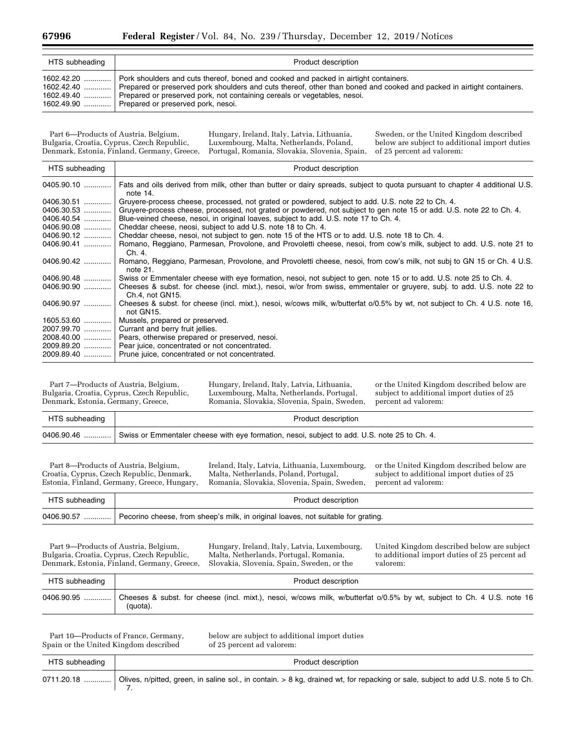| HTS subheading | Product description |
|---|---|
| 1602.42.20 ............ | Pork shoulders and cuts thereof, boned and cooked and packed in airtight containers. |
| 1602.42.40 ............ | Prepared or preserved pork shoulders and cuts thereof, other than boned and cooked and packed in airtight containers. |
| 1602.49.40 ............ | Prepared or preserved pork, not containing cereals or vegetables, nesoi. |
| 1602.49.90 ............ | Prepared or preserved pork, nesoi. |

Part 6—Products of Austria, Belgium, Bulgaria, Croatia, Cyprus, Czech Republic, Denmark, Estonia, Finland, Germany, Greece, Hungary, Ireland, Italy, Latvia, Lithuania, Luxembourg, Malta, Netherlands, Poland, Portugal, Romania, Slovakia, Slovenia, Spain, Sweden, or the United Kingdom described below are subject to additional import duties of 25 percent ad valorem:

| HTS subheading | Product description |
|---|---|
| 0405.90.10 ............ | Fats and oils derived from milk, other than butter or dairy spreads, subject to quota pursuant to chapter 4 additional U.S. note 14. |
| 0406.30.51 ............ | Gruyere-process cheese, processed, not grated or powdered, subject to add. U.S. note 22 to Ch. 4. |
| 0406.30.53 ............ | Gruyere-process cheese, processed, not grated or powdered, not subject to gen note 15 or add. U.S. note 22 to Ch. 4. |
| 0406.40.54 ............ | Blue-veined cheese, nesoi, in original loaves, subject to add. U.S. note 17 to Ch. 4. |
| 0406.90.08 ............ | Cheddar cheese, neosi, subject to add U.S. note 18 to Ch. 4. |
| 0406.90.12 ............ | Cheddar cheese, nesoi, not subject to gen. note 15 of the HTS or to add. U.S. note 18 to Ch. 4. |
| 0406.90.41 ............ | Romano, Reggiano, Parmesan, Provolone, and Provoletti cheese, nesoi, from cow's milk, subject to add. U.S. note 21 to Ch. 4. |
| 0406.90.42 ............ | Romano, Reggiano, Parmesan, Provolone, and Provoletti cheese, nesoi, from cow's milk, not subj to GN 15 or Ch. 4 U.S. note 21. |
| 0406.90.48 ............ | Swiss or Emmentaler cheese with eye formation, nesoi, not subject to gen. note 15 or to add. U.S. note 25 to Ch. 4. |
| 0406.90.90 ............ | Cheeses & subst. for cheese (incl. mixt.), nesoi, w/or from swiss, emmentaler or gruyere, subj. to add. U.S. note 22 to Ch.4, not GN15. |
| 0406.90.97 ............ | Cheeses & subst. for cheese (incl. mixt.), nesoi, w/cows milk, w/butterfat o/0.5% by wt, not subject to Ch. 4 U.S. note 16, not GN15. |
| 1605.53.60 ............ | Mussels, prepared or preserved. |
| 2007.99.70 ............ | Currant and berry fruit jellies. |
| 2008.40.00 ............ | Pears, otherwise prepared or preserved, nesoi. |
| 2009.89.20 ............ | Pear juice, concentrated or not concentrated. |
| 2009.89.40 ............ | Prune juice, concentrated or not concentrated. |

Part 7—Products of Austria, Belgium, Bulgaria, Croatia, Cyprus, Czech Republic, Denmark, Estonia, Germany, Greece, Hungary, Ireland, Italy, Latvia, Lithuania, Luxembourg, Malta, Netherlands, Portugal, Romania, Slovakia, Slovenia, Spain, Sweden, or the United Kingdom described below are subject to additional import duties of 25 percent ad valorem:

| HTS subheading | Product description |
|---|---|
| 0406.90.46 ............ | Swiss or Emmentaler cheese with eye formation, nesoi, subject to add. U.S. note 25 to Ch. 4. |

Part 8—Products of Austria, Belgium, Croatia, Cyprus, Czech Republic, Denmark, Estonia, Finland, Germany, Greece, Hungary, Ireland, Italy, Latvia, Lithuania, Luxembourg, Malta, Netherlands, Poland, Portugal, Romania, Slovakia, Slovenia, Spain, Sweden, or the United Kingdom described below are subject to additional import duties of 25 percent ad valorem:

| HTS subheading | Product description |
|---|---|
| 0406.90.57 ............ | Pecorino cheese, from sheep's milk, in original loaves, not suitable for grating. |

Part 9—Products of Austria, Belgium, Bulgaria, Croatia, Cyprus, Czech Republic, Denmark, Estonia, Finland, Germany, Greece, Hungary, Ireland, Italy, Latvia, Luxembourg, Malta, Netherlands, Portugal, Romania, Slovakia, Slovenia, Spain, Sweden, or the United Kingdom described below are subject to additional import duties of 25 percent ad valorem:

| HTS subheading | Product description |
|---|---|
| 0406.90.95 ............ | Cheeses & subst. for cheese (incl. mixt.), nesoi, w/cows milk, w/butterfat o/0.5% by wt, subject to Ch. 4 U.S. note 16 (quota). |

Part 10—Products of France, Germany, Spain or the United Kingdom described below are subject to additional import duties of 25 percent ad valorem:

| HTS subheading | Product description |
|---|---|
| 0711.20.18 ............ | Olives, n/pitted, green, in saline sol., in contain. > 8 kg, drained wt, for repacking or sale, subject to add U.S. note 5 to Ch. 7. |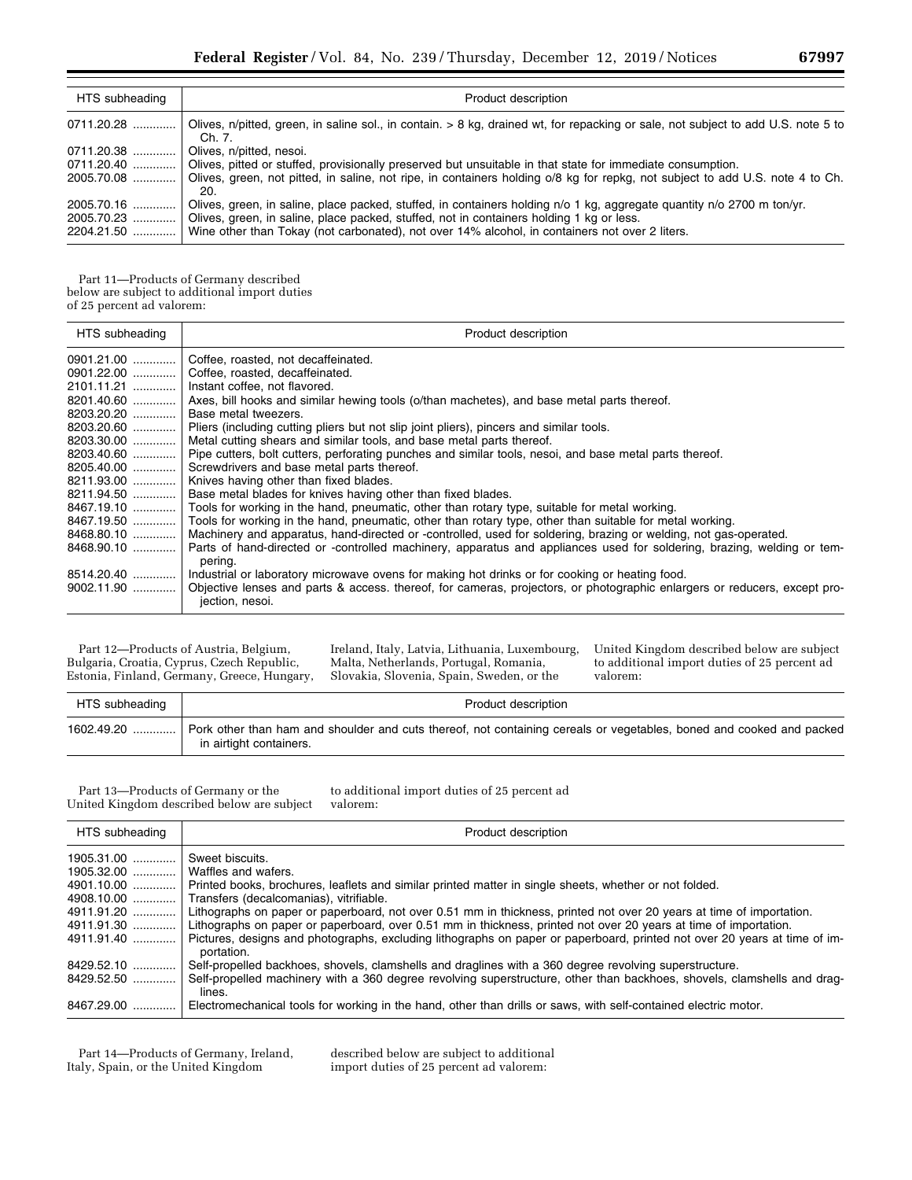| HTS subheading | Product description |
| --- | --- |
| 0711.20.28 ............ | Olives, n/pitted, green, in saline sol., in contain. > 8 kg, drained wt, for repacking or sale, not subject to add U.S. note 5 to Ch. 7. |
| 0711.20.38 ............ | Olives, n/pitted, nesoi. |
| 0711.20.40 ............ | Olives, pitted or stuffed, provisionally preserved but unsuitable in that state for immediate consumption. |
| 2005.70.08 ............ | Olives, green, not pitted, in saline, not ripe, in containers holding o/8 kg for repkg, not subject to add U.S. note 4 to Ch. 20. |
| 2005.70.16 ............ | Olives, green, in saline, place packed, stuffed, in containers holding n/o 1 kg, aggregate quantity n/o 2700 m ton/yr. |
| 2005.70.23 ............ | Olives, green, in saline, place packed, stuffed, not in containers holding 1 kg or less. |
| 2204.21.50 ............ | Wine other than Tokay (not carbonated), not over 14% alcohol, in containers not over 2 liters. |

Part 11—Products of Germany described below are subject to additional import duties of 25 percent ad valorem:

| HTS subheading | Product description |
| --- | --- |
| 0901.21.00 ............ | Coffee, roasted, not decaffeinated. |
| 0901.22.00 ............ | Coffee, roasted, decaffeinated. |
| 2101.11.21 ............ | Instant coffee, not flavored. |
| 8201.40.60 ............ | Axes, bill hooks and similar hewing tools (o/than machetes), and base metal parts thereof. |
| 8203.20.20 ............ | Base metal tweezers. |
| 8203.20.60 ............ | Pliers (including cutting pliers but not slip joint pliers), pincers and similar tools. |
| 8203.30.00 ............ | Metal cutting shears and similar tools, and base metal parts thereof. |
| 8203.40.60 ............ | Pipe cutters, bolt cutters, perforating punches and similar tools, nesoi, and base metal parts thereof. |
| 8205.40.00 ............ | Screwdrivers and base metal parts thereof. |
| 8211.93.00 ............ | Knives having other than fixed blades. |
| 8211.94.50 ............ | Base metal blades for knives having other than fixed blades. |
| 8467.19.10 ............ | Tools for working in the hand, pneumatic, other than rotary type, suitable for metal working. |
| 8467.19.50 ............ | Tools for working in the hand, pneumatic, other than rotary type, other than suitable for metal working. |
| 8468.80.10 ............ | Machinery and apparatus, hand-directed or -controlled, used for soldering, brazing or welding, not gas-operated. |
| 8468.90.10 ............ | Parts of hand-directed or -controlled machinery, apparatus and appliances used for soldering, brazing, welding or tempering. |
| 8514.20.40 ............ | Industrial or laboratory microwave ovens for making hot drinks or for cooking or heating food. |
| 9002.11.90 ............ | Objective lenses and parts & access. thereof, for cameras, projectors, or photographic enlargers or reducers, except projection, nesoi. |

Part 12—Products of Austria, Belgium, Bulgaria, Croatia, Cyprus, Czech Republic, Estonia, Finland, Germany, Greece, Hungary, Ireland, Italy, Latvia, Lithuania, Luxembourg, Malta, Netherlands, Portugal, Romania, Slovakia, Slovenia, Spain, Sweden, or the United Kingdom described below are subject to additional import duties of 25 percent ad valorem:

| HTS subheading | Product description |
| --- | --- |
| 1602.49.20 ............ | Pork other than ham and shoulder and cuts thereof, not containing cereals or vegetables, boned and cooked and packed in airtight containers. |

Part 13—Products of Germany or the United Kingdom described below are subject to additional import duties of 25 percent ad valorem:

| HTS subheading | Product description |
| --- | --- |
| 1905.31.00 ............ | Sweet biscuits. |
| 1905.32.00 ............ | Waffles and wafers. |
| 4901.10.00 ............ | Printed books, brochures, leaflets and similar printed matter in single sheets, whether or not folded. |
| 4908.10.00 ............ | Transfers (decalcomanias), vitrifiable. |
| 4911.91.20 ............ | Lithographs on paper or paperboard, not over 0.51 mm in thickness, printed not over 20 years at time of importation. |
| 4911.91.30 ............ | Lithographs on paper or paperboard, over 0.51 mm in thickness, printed not over 20 years at time of importation. |
| 4911.91.40 ............ | Pictures, designs and photographs, excluding lithographs on paper or paperboard, printed not over 20 years at time of importation. |
| 8429.52.10 ............ | Self-propelled backhoes, shovels, clamshells and draglines with a 360 degree revolving superstructure. |
| 8429.52.50 ............ | Self-propelled machinery with a 360 degree revolving superstructure, other than backhoes, shovels, clamshells and draglines. |
| 8467.29.00 ............ | Electromechanical tools for working in the hand, other than drills or saws, with self-contained electric motor. |

Part 14—Products of Germany, Ireland, Italy, Spain, or the United Kingdom described below are subject to additional import duties of 25 percent ad valorem: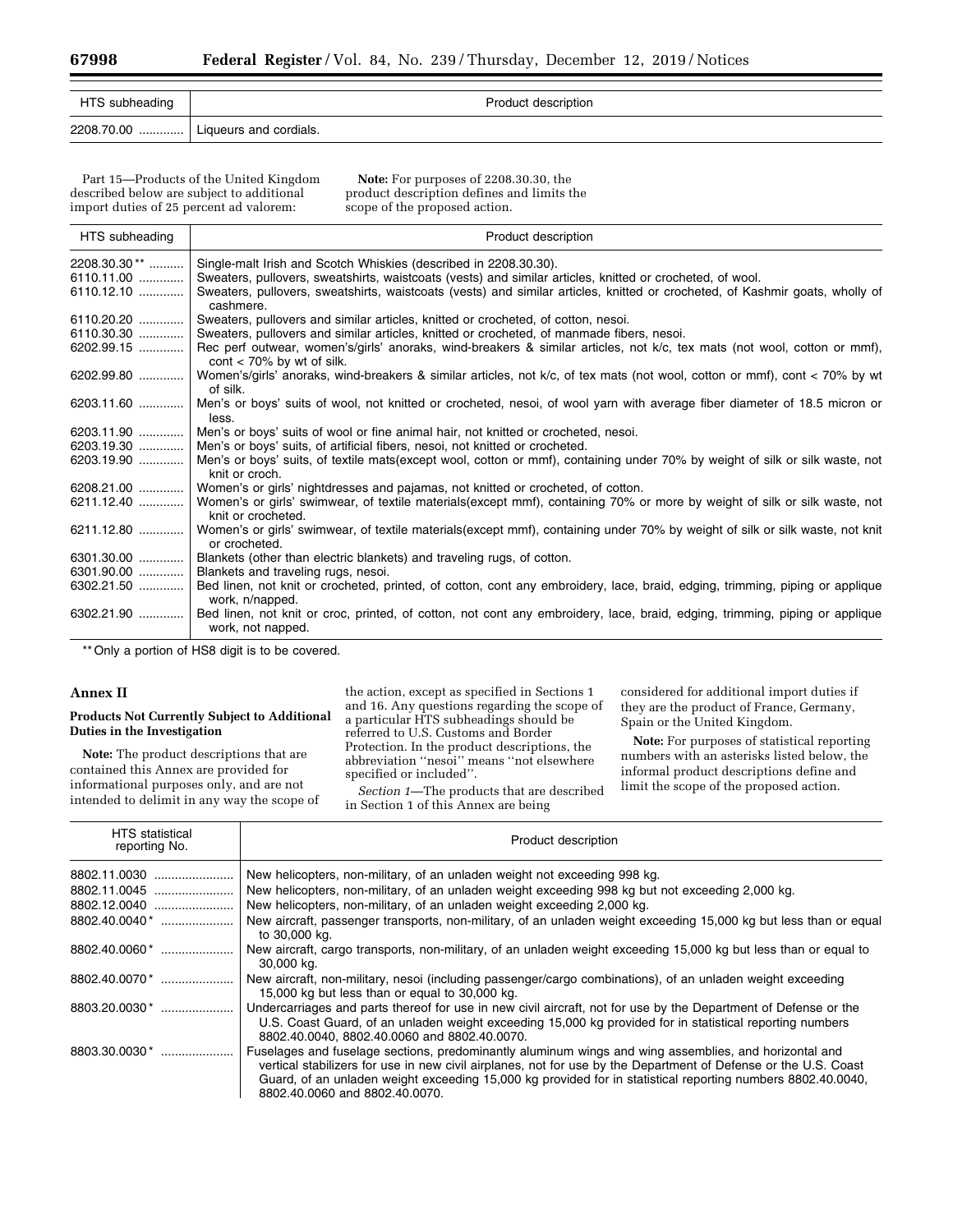| HTS subheading | Product description |
|---|---|
| 2208.70.00 ............. | Liqueurs and cordials. |

Part 15—Products of the United Kingdom described below are subject to additional import duties of 25 percent ad valorem:

**Note:** For purposes of 2208.30.30, the product description defines and limits the scope of the proposed action.

| HTS subheading | Product description |
|---|---|
| 2208.30.30 ** .......... | Single-malt Irish and Scotch Whiskies (described in 2208.30.30). |
| 6110.11.00 ............. | Sweaters, pullovers, sweatshirts, waistcoats (vests) and similar articles, knitted or crocheted, of wool. |
| 6110.12.10 ............. | Sweaters, pullovers, sweatshirts, waistcoats (vests) and similar articles, knitted or crocheted, of Kashmir goats, wholly of cashmere. |
| 6110.20.20 ............. | Sweaters, pullovers and similar articles, knitted or crocheted, of cotton, nesoi. |
| 6110.30.30 ............. | Sweaters, pullovers and similar articles, knitted or crocheted, of manmade fibers, nesoi. |
| 6202.99.15 ............. | Rec perf outwear, women's/girls' anoraks, wind-breakers & similar articles, not k/c, tex mats (not wool, cotton or mmf), cont < 70% by wt of silk. |
| 6202.99.80 ............. | Women's/girls' anoraks, wind-breakers & similar articles, not k/c, of tex mats (not wool, cotton or mmf), cont < 70% by wt of silk. |
| 6203.11.60 ............. | Men's or boys' suits of wool, not knitted or crocheted, nesoi, of wool yarn with average fiber diameter of 18.5 micron or less. |
| 6203.11.90 ............. | Men's or boys' suits of wool or fine animal hair, not knitted or crocheted, nesoi. |
| 6203.19.30 ............. | Men's or boys' suits, of artificial fibers, nesoi, not knitted or crocheted. |
| 6203.19.90 ............. | Men's or boys' suits, of textile mats(except wool, cotton or mmf), containing under 70% by weight of silk or silk waste, not knit or croch. |
| 6208.21.00 ............. | Women's or girls' nightdresses and pajamas, not knitted or crocheted, of cotton. |
| 6211.12.40 ............. | Women's or girls' swimwear, of textile materials(except mmf), containing 70% or more by weight of silk or silk waste, not knit or crocheted. |
| 6211.12.80 ............. | Women's or girls' swimwear, of textile materials(except mmf), containing under 70% by weight of silk or silk waste, not knit or crocheted. |
| 6301.30.00 ............. | Blankets (other than electric blankets) and traveling rugs, of cotton. |
| 6301.90.00 ............. | Blankets and traveling rugs, nesoi. |
| 6302.21.50 ............. | Bed linen, not knit or crocheted, printed, of cotton, cont any embroidery, lace, braid, edging, trimming, piping or applique work, n/napped. |
| 6302.21.90 ............. | Bed linen, not knit or croc, printed, of cotton, not cont any embroidery, lace, braid, edging, trimming, piping or applique work, not napped. |

** Only a portion of HS8 digit is to be covered.

## Annex II

### Products Not Currently Subject to Additional Duties in the Investigation

**Note:** The product descriptions that are contained this Annex are provided for informational purposes only, and are not intended to delimit in any way the scope of the action, except as specified in Sections 1 and 16. Any questions regarding the scope of a particular HTS subheadings should be referred to U.S. Customs and Border Protection. In the product descriptions, the abbreviation ''nesoi'' means ''not elsewhere specified or included''.

*Section 1*—The products that are described in Section 1 of this Annex are being considered for additional import duties if they are the product of France, Germany, Spain or the United Kingdom.

**Note:** For purposes of statistical reporting numbers with an asterisks listed below, the informal product descriptions define and limit the scope of the proposed action.

| HTS statistical reporting No. | Product description |
|---|---|
| 8802.11.0030 ....................... | New helicopters, non-military, of an unladen weight not exceeding 998 kg. |
| 8802.11.0045 ....................... | New helicopters, non-military, of an unladen weight exceeding 998 kg but not exceeding 2,000 kg. |
| 8802.12.0040 ....................... | New helicopters, non-military, of an unladen weight exceeding 2,000 kg. |
| 8802.40.0040* ..................... | New aircraft, passenger transports, non-military, of an unladen weight exceeding 15,000 kg but less than or equal to 30,000 kg. |
| 8802.40.0060* ..................... | New aircraft, cargo transports, non-military, of an unladen weight exceeding 15,000 kg but less than or equal to 30,000 kg. |
| 8802.40.0070* ..................... | New aircraft, non-military, nesoi (including passenger/cargo combinations), of an unladen weight exceeding 15,000 kg but less than or equal to 30,000 kg. |
| 8803.20.0030* ..................... | Undercarriages and parts thereof for use in new civil aircraft, not for use by the Department of Defense or the U.S. Coast Guard, of an unladen weight exceeding 15,000 kg provided for in statistical reporting numbers 8802.40.0040, 8802.40.0060 and 8802.40.0070. |
| 8803.30.0030* ..................... | Fuselages and fuselage sections, predominantly aluminum wings and wing assemblies, and horizontal and vertical stabilizers for use in new civil airplanes, not for use by the Department of Defense or the U.S. Coast Guard, of an unladen weight exceeding 15,000 kg provided for in statistical reporting numbers 8802.40.0040, 8802.40.0060 and 8802.40.0070. |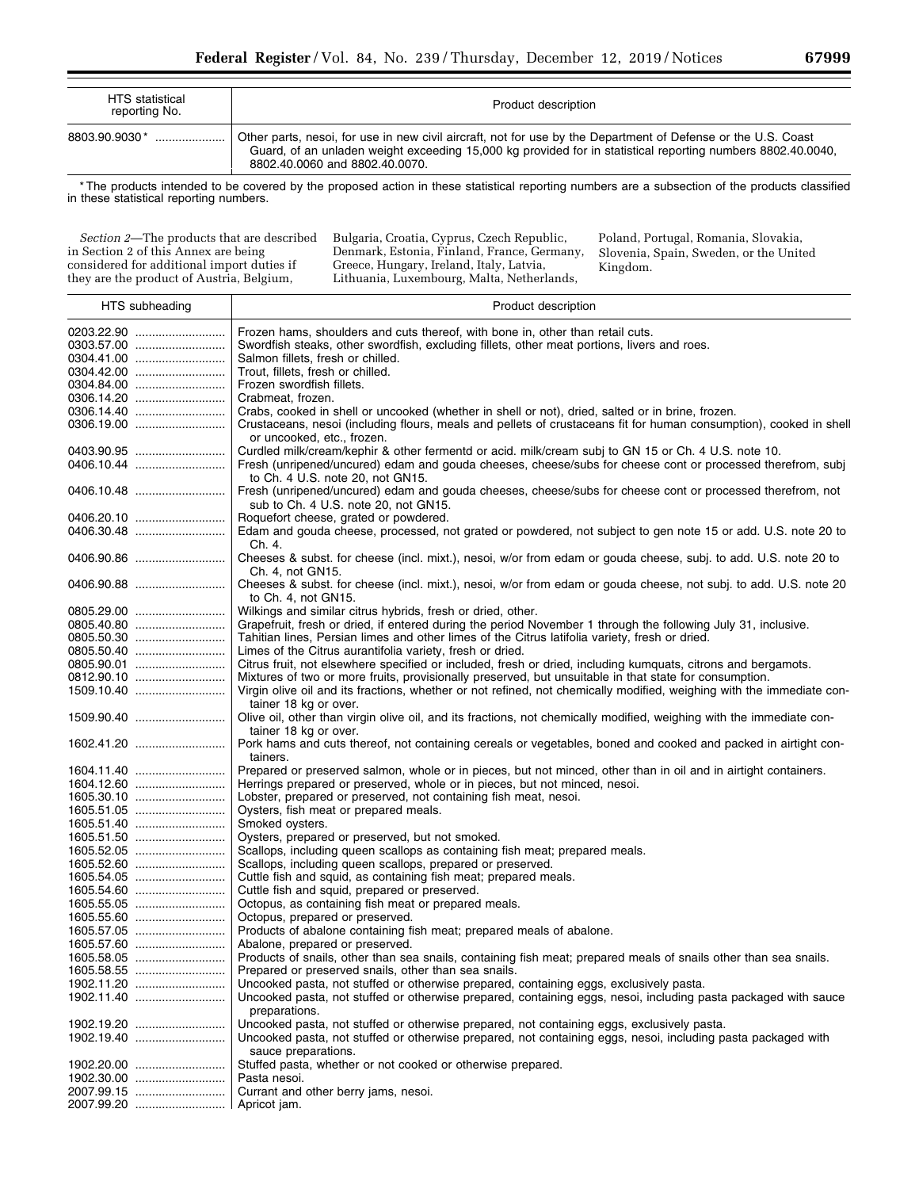| HTS statistical reporting No. | Product description |
|---|---|
| 8803.90.9030* | Other parts, nesoi, for use in new civil aircraft, not for use by the Department of Defense or the U.S. Coast Guard, of an unladen weight exceeding 15,000 kg provided for in statistical reporting numbers 8802.40.0040, 8802.40.0060 and 8802.40.0070. |

*The products intended to be covered by the proposed action in these statistical reporting numbers are a subsection of the products classified in these statistical reporting numbers.

*Section 2*—The products that are described in Section 2 of this Annex are being considered for additional import duties if they are the product of Austria, Belgium, Bulgaria, Croatia, Cyprus, Czech Republic, Denmark, Estonia, Finland, France, Germany, Greece, Hungary, Ireland, Italy, Latvia, Lithuania, Luxembourg, Malta, Netherlands, Poland, Portugal, Romania, Slovakia, Slovenia, Spain, Sweden, or the United Kingdom.

| HTS subheading | Product description |
|---|---|
| 0203.22.90 | Frozen hams, shoulders and cuts thereof, with bone in, other than retail cuts. |
| 0303.57.00 | Swordfish steaks, other swordfish, excluding fillets, other meat portions, livers and roes. |
| 0304.41.00 | Salmon fillets, fresh or chilled. |
| 0304.42.00 | Trout, fillets, fresh or chilled. |
| 0304.84.00 | Frozen swordfish fillets. |
| 0306.14.20 | Crabmeat, frozen. |
| 0306.14.40 | Crabs, cooked in shell or uncooked (whether in shell or not), dried, salted or in brine, frozen. |
| 0306.19.00 | Crustaceans, nesoi (including flours, meals and pellets of crustaceans fit for human consumption), cooked in shell or uncooked, etc., frozen. |
| 0403.90.95 | Curdled milk/cream/kephir & other fermentd or acid. milk/cream subj to GN 15 or Ch. 4 U.S. note 10. |
| 0406.10.44 | Fresh (unripened/uncured) edam and gouda cheeses, cheese/subs for cheese cont or processed therefrom, subj to Ch. 4 U.S. note 20, not GN15. |
| 0406.10.48 | Fresh (unripened/uncured) edam and gouda cheeses, cheese/subs for cheese cont or processed therefrom, not sub to Ch. 4 U.S. note 20, not GN15. |
| 0406.20.10 | Roquefort cheese, grated or powdered. |
| 0406.30.48 | Edam and gouda cheese, processed, not grated or powdered, not subject to gen note 15 or add. U.S. note 20 to Ch. 4. |
| 0406.90.86 | Cheeses & subst. for cheese (incl. mixt.), nesoi, w/or from edam or gouda cheese, subj. to add. U.S. note 20 to Ch. 4, not GN15. |
| 0406.90.88 | Cheeses & subst. for cheese (incl. mixt.), nesoi, w/or from edam or gouda cheese, not subj. to add. U.S. note 20 to Ch. 4, not GN15. |
| 0805.29.00 | Wilkings and similar citrus hybrids, fresh or dried, other. |
| 0805.40.80 | Grapefruit, fresh or dried, if entered during the period November 1 through the following July 31, inclusive. |
| 0805.50.30 | Tahitian lines, Persian limes and other limes of the Citrus latifolia variety, fresh or dried. |
| 0805.50.40 | Limes of the Citrus aurantifolia variety, fresh or dried. |
| 0805.90.01 | Citrus fruit, not elsewhere specified or included, fresh or dried, including kumquats, citrons and bergamots. |
| 0812.90.10 | Mixtures of two or more fruits, provisionally preserved, but unsuitable in that state for consumption. |
| 1509.10.40 | Virgin olive oil and its fractions, whether or not refined, not chemically modified, weighing with the immediate container 18 kg or over. |
| 1509.90.40 | Olive oil, other than virgin olive oil, and its fractions, not chemically modified, weighing with the immediate container 18 kg or over. |
| 1602.41.20 | Pork hams and cuts thereof, not containing cereals or vegetables, boned and cooked and packed in airtight containers. |
| 1604.11.40 | Prepared or preserved salmon, whole or in pieces, but not minced, other than in oil and in airtight containers. |
| 1604.12.60 | Herrings prepared or preserved, whole or in pieces, but not minced, nesoi. |
| 1605.30.10 | Lobster, prepared or preserved, not containing fish meat, nesoi. |
| 1605.51.05 | Oysters, fish meat or prepared meals. |
| 1605.51.40 | Smoked oysters. |
| 1605.51.50 | Oysters, prepared or preserved, but not smoked. |
| 1605.52.05 | Scallops, including queen scallops as containing fish meat; prepared meals. |
| 1605.52.60 | Scallops, including queen scallops, prepared or preserved. |
| 1605.54.05 | Cuttle fish and squid, as containing fish meat; prepared meals. |
| 1605.54.60 | Cuttle fish and squid, prepared or preserved. |
| 1605.55.05 | Octopus, as containing fish meat or prepared meals. |
| 1605.55.60 | Octopus, prepared or preserved. |
| 1605.57.05 | Products of abalone containing fish meat; prepared meals of abalone. |
| 1605.57.60 | Abalone, prepared or preserved. |
| 1605.58.05 | Products of snails, other than sea snails, containing fish meat; prepared meals of snails other than sea snails. |
| 1605.58.55 | Prepared or preserved snails, other than sea snails. |
| 1902.11.20 | Uncooked pasta, not stuffed or otherwise prepared, containing eggs, exclusively pasta. |
| 1902.11.40 | Uncooked pasta, not stuffed or otherwise prepared, containing eggs, nesoi, including pasta packaged with sauce preparations. |
| 1902.19.20 | Uncooked pasta, not stuffed or otherwise prepared, not containing eggs, exclusively pasta. |
| 1902.19.40 | Uncooked pasta, not stuffed or otherwise prepared, not containing eggs, nesoi, including pasta packaged with sauce preparations. |
| 1902.20.00 | Stuffed pasta, whether or not cooked or otherwise prepared. |
| 1902.30.00 | Pasta nesoi. |
| 2007.99.15 | Currant and other berry jams, nesoi. |
| 2007.99.20 | Apricot jam. |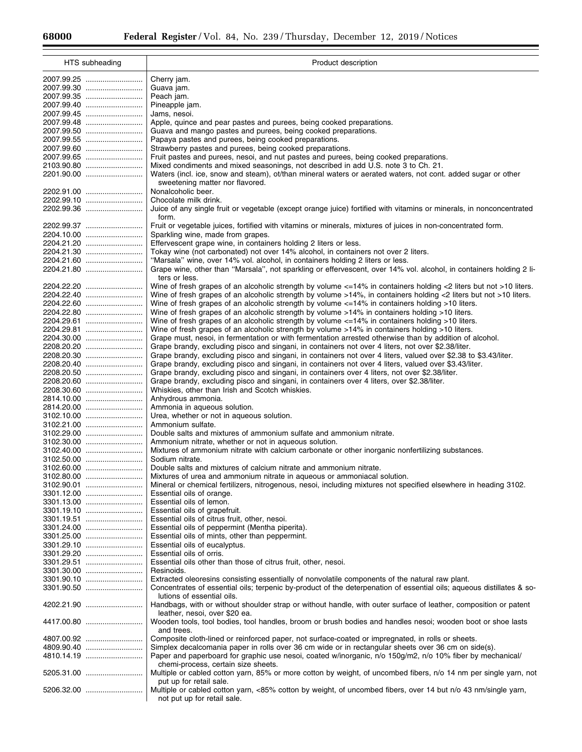| HTS subheading | Product description |
|---|---|
| 2007.99.25 | Cherry jam. |
| 2007.99.30 | Guava jam. |
| 2007.99.35 | Peach jam. |
| 2007.99.40 | Pineapple jam. |
| 2007.99.45 | Jams, nesoi. |
| 2007.99.48 | Apple, quince and pear pastes and purees, being cooked preparations. |
| 2007.99.50 | Guava and mango pastes and purees, being cooked preparations. |
| 2007.99.55 | Papaya pastes and purees, being cooked preparations. |
| 2007.99.60 | Strawberry pastes and purees, being cooked preparations. |
| 2007.99.65 | Fruit pastes and purees, nesoi, and nut pastes and purees, being cooked preparations. |
| 2103.90.80 | Mixed condiments and mixed seasonings, not described in add U.S. note 3 to Ch. 21. |
| 2201.90.00 | Waters (incl. ice, snow and steam), ot/than mineral waters or aerated waters, not cont. added sugar or other sweetening matter nor flavored. |
| 2202.91.00 | Nonalcoholic beer. |
| 2202.99.10 | Chocolate milk drink. |
| 2202.99.36 | Juice of any single fruit or vegetable (except orange juice) fortified with vitamins or minerals, in nonconcentrated form. |
| 2202.99.37 | Fruit or vegetable juices, fortified with vitamins or minerals, mixtures of juices in non-concentrated form. |
| 2204.10.00 | Sparkling wine, made from grapes. |
| 2204.21.20 | Effervescent grape wine, in containers holding 2 liters or less. |
| 2204.21.30 | Tokay wine (not carbonated) not over 14% alcohol, in containers not over 2 liters. |
| 2204.21.60 | ''Marsala'' wine, over 14% vol. alcohol, in containers holding 2 liters or less. |
| 2204.21.80 | Grape wine, other than ''Marsala'', not sparkling or effervescent, over 14% vol. alcohol, in containers holding 2 liters or less. |
| 2204.22.20 | Wine of fresh grapes of an alcoholic strength by volume <=14% in containers holding <2 liters but not >10 liters. |
| 2204.22.40 | Wine of fresh grapes of an alcoholic strength by volume >14%, in containers holding <2 liters but not >10 liters. |
| 2204.22.60 | Wine of fresh grapes of an alcoholic strength by volume <=14% in containers holding >10 liters. |
| 2204.22.80 | Wine of fresh grapes of an alcoholic strength by volume >14% in containers holding >10 liters. |
| 2204.29.61 | Wine of fresh grapes of an alcoholic strength by volume <=14% in containers holding >10 liters. |
| 2204.29.81 | Wine of fresh grapes of an alcoholic strength by volume >14% in containers holding >10 liters. |
| 2204.30.00 | Grape must, nesoi, in fermentation or with fermentation arrested otherwise than by addition of alcohol. |
| 2208.20.20 | Grape brandy, excluding pisco and singani, in containers not over 4 liters, not over $2.38/liter. |
| 2208.20.30 | Grape brandy, excluding pisco and singani, in containers not over 4 liters, valued over $2.38 to $3.43/liter. |
| 2208.20.40 | Grape brandy, excluding pisco and singani, in containers not over 4 liters, valued over $3.43/liter. |
| 2208.20.50 | Grape brandy, excluding pisco and singani, in containers over 4 liters, not over $2.38/liter. |
| 2208.20.60 | Grape brandy, excluding pisco and singani, in containers over 4 liters, over $2.38/liter. |
| 2208.30.60 | Whiskies, other than Irish and Scotch whiskies. |
| 2814.10.00 | Anhydrous ammonia. |
| 2814.20.00 | Ammonia in aqueous solution. |
| 3102.10.00 | Urea, whether or not in aqueous solution. |
| 3102.21.00 | Ammonium sulfate. |
| 3102.29.00 | Double salts and mixtures of ammonium sulfate and ammonium nitrate. |
| 3102.30.00 | Ammonium nitrate, whether or not in aqueous solution. |
| 3102.40.00 | Mixtures of ammonium nitrate with calcium carbonate or other inorganic nonfertilizing substances. |
| 3102.50.00 | Sodium nitrate. |
| 3102.60.00 | Double salts and mixtures of calcium nitrate and ammonium nitrate. |
| 3102.80.00 | Mixtures of urea and ammonium nitrate in aqueous or ammoniacal solution. |
| 3102.90.01 | Mineral or chemical fertilizers, nitrogenous, nesoi, including mixtures not specified elsewhere in heading 3102. |
| 3301.12.00 | Essential oils of orange. |
| 3301.13.00 | Essential oils of lemon. |
| 3301.19.10 | Essential oils of grapefruit. |
| 3301.19.51 | Essential oils of citrus fruit, other, nesoi. |
| 3301.24.00 | Essential oils of peppermint (Mentha piperita). |
| 3301.25.00 | Essential oils of mints, other than peppermint. |
| 3301.29.10 | Essential oils of eucalyptus. |
| 3301.29.20 | Essential oils of orris. |
| 3301.29.51 | Essential oils other than those of citrus fruit, other, nesoi. |
| 3301.30.00 | Resinoids. |
| 3301.90.10 | Extracted oleoresins consisting essentially of nonvolatile components of the natural raw plant. |
| 3301.90.50 | Concentrates of essential oils; terpenic by-product of the deterpenation of essential oils; aqueous distillates & solutions of essential oils. |
| 4202.21.90 | Handbags, with or without shoulder strap or without handle, with outer surface of leather, composition or patent leather, nesoi, over $20 ea. |
| 4417.00.80 | Wooden tools, tool bodies, tool handles, broom or brush bodies and handles nesoi; wooden boot or shoe lasts and trees. |
| 4807.00.92 | Composite cloth-lined or reinforced paper, not surface-coated or impregnated, in rolls or sheets. |
| 4809.90.40 | Simplex decalcomania paper in rolls over 36 cm wide or in rectangular sheets over 36 cm on side(s). |
| 4810.14.19 | Paper and paperboard for graphic use nesoi, coated w/inorganic, n/o 150g/m2, n/o 10% fiber by mechanical/chemi-process, certain size sheets. |
| 5205.31.00 | Multiple or cabled cotton yarn, 85% or more cotton by weight, of uncombed fibers, n/o 14 nm per single yarn, not put up for retail sale. |
| 5206.32.00 | Multiple or cabled cotton yarn, <85% cotton by weight, of uncombed fibers, over 14 but n/o 43 nm/single yarn, not put up for retail sale. |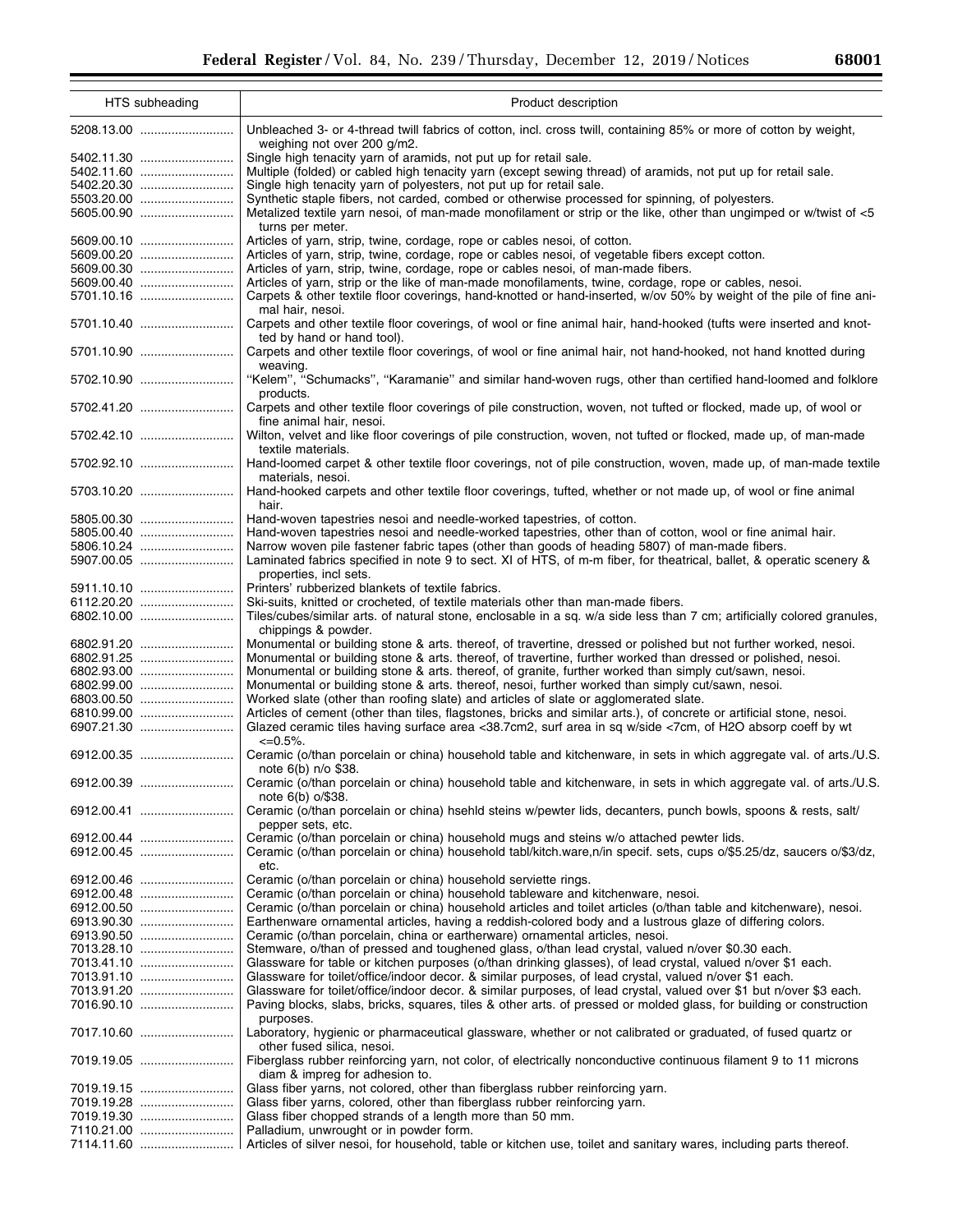| HTS subheading | Product description |
| --- | --- |
| 5208.13.00 | Unbleached 3- or 4-thread twill fabrics of cotton, incl. cross twill, containing 85% or more of cotton by weight, weighing not over 200 g/m2. |
| 5402.11.30 | Single high tenacity yarn of aramids, not put up for retail sale. |
| 5402.11.60 | Multiple (folded) or cabled high tenacity yarn (except sewing thread) of aramids, not put up for retail sale. |
| 5402.20.30 | Single high tenacity yarn of polyesters, not put up for retail sale. |
| 5503.20.00 | Synthetic staple fibers, not carded, combed or otherwise processed for spinning, of polyesters. |
| 5605.00.90 | Metalized textile yarn nesoi, of man-made monofilament or strip or the like, other than ungimped or w/twist of <5 turns per meter. |
| 5609.00.10 | Articles of yarn, strip, twine, cordage, rope or cables nesoi, of cotton. |
| 5609.00.20 | Articles of yarn, strip, twine, cordage, rope or cables nesoi, of vegetable fibers except cotton. |
| 5609.00.30 | Articles of yarn, strip, twine, cordage, rope or cables nesoi, of man-made fibers. |
| 5609.00.40 | Articles of yarn, strip or the like of man-made monofilaments, twine, cordage, rope or cables, nesoi. |
| 5701.10.16 | Carpets & other textile floor coverings, hand-knotted or hand-inserted, w/ov 50% by weight of the pile of fine animal hair, nesoi. |
| 5701.10.40 | Carpets and other textile floor coverings, of wool or fine animal hair, hand-hooked (tufts were inserted and knotted by hand or hand tool). |
| 5701.10.90 | Carpets and other textile floor coverings, of wool or fine animal hair, not hand-hooked, not hand knotted during weaving. |
| 5702.10.90 | ''Kelem'', ''Schumacks'', ''Karamanie'' and similar hand-woven rugs, other than certified hand-loomed and folklore products. |
| 5702.41.20 | Carpets and other textile floor coverings of pile construction, woven, not tufted or flocked, made up, of wool or fine animal hair, nesoi. |
| 5702.42.10 | Wilton, velvet and like floor coverings of pile construction, woven, not tufted or flocked, made up, of man-made textile materials. |
| 5702.92.10 | Hand-loomed carpet & other textile floor coverings, not of pile construction, woven, made up, of man-made textile materials, nesoi. |
| 5703.10.20 | Hand-hooked carpets and other textile floor coverings, tufted, whether or not made up, of wool or fine animal hair. |
| 5805.00.30 | Hand-woven tapestries nesoi and needle-worked tapestries, of cotton. |
| 5805.00.40 | Hand-woven tapestries nesoi and needle-worked tapestries, other than of cotton, wool or fine animal hair. |
| 5806.10.24 | Narrow woven pile fastener fabric tapes (other than goods of heading 5807) of man-made fibers. |
| 5907.00.05 | Laminated fabrics specified in note 9 to sect. XI of HTS, of m-m fiber, for theatrical, ballet, & operatic scenery & properties, incl sets. |
| 5911.10.10 | Printers' rubberized blankets of textile fabrics. |
| 6112.20.20 | Ski-suits, knitted or crocheted, of textile materials other than man-made fibers. |
| 6802.10.00 | Tiles/cubes/similar arts. of natural stone, enclosable in a sq. w/a side less than 7 cm; artificially colored granules, chippings & powder. |
| 6802.91.20 | Monumental or building stone & arts. thereof, of travertine, dressed or polished but not further worked, nesoi. |
| 6802.91.25 | Monumental or building stone & arts. thereof, of travertine, further worked than dressed or polished, nesoi. |
| 6802.93.00 | Monumental or building stone & arts. thereof, of granite, further worked than simply cut/sawn, nesoi. |
| 6802.99.00 | Monumental or building stone & arts. thereof, nesoi, further worked than simply cut/sawn, nesoi. |
| 6803.00.50 | Worked slate (other than roofing slate) and articles of slate or agglomerated slate. |
| 6810.99.00 | Articles of cement (other than tiles, flagstones, bricks and similar arts.), of concrete or artificial stone, nesoi. |
| 6907.21.30 | Glazed ceramic tiles having surface area <38.7cm2, surf area in sq w/side <7cm, of H2O absorp coeff by wt <=0.5%. |
| 6912.00.35 | Ceramic (o/than porcelain or china) household table and kitchenware, in sets in which aggregate val. of arts./U.S. note 6(b) n/o $38. |
| 6912.00.39 | Ceramic (o/than porcelain or china) household table and kitchenware, in sets in which aggregate val. of arts./U.S. note 6(b) o/$38. |
| 6912.00.41 | Ceramic (o/than porcelain or china) hsehld steins w/pewter lids, decanters, punch bowls, spoons & rests, salt/pepper sets, etc. |
| 6912.00.44 | Ceramic (o/than porcelain or china) household mugs and steins w/o attached pewter lids. |
| 6912.00.45 | Ceramic (o/than porcelain or china) household tabl/kitch.ware,n/in specif. sets, cups o/$5.25/dz, saucers o/$3/dz, etc. |
| 6912.00.46 | Ceramic (o/than porcelain or china) household serviette rings. |
| 6912.00.48 | Ceramic (o/than porcelain or china) household tableware and kitchenware, nesoi. |
| 6912.00.50 | Ceramic (o/than porcelain or china) household articles and toilet articles (o/than table and kitchenware), nesoi. |
| 6913.90.30 | Earthenware ornamental articles, having a reddish-colored body and a lustrous glaze of differing colors. |
| 6913.90.50 | Ceramic (o/than porcelain, china or eartherware) ornamental articles, nesoi. |
| 7013.28.10 | Stemware, o/than of pressed and toughened glass, o/than lead crystal, valued n/over $0.30 each. |
| 7013.41.10 | Glassware for table or kitchen purposes (o/than drinking glasses), of lead crystal, valued n/over $1 each. |
| 7013.91.10 | Glassware for toilet/office/indoor decor. & similar purposes, of lead crystal, valued n/over $1 each. |
| 7013.91.20 | Glassware for toilet/office/indoor decor. & similar purposes, of lead crystal, valued over $1 but n/over $3 each. |
| 7016.90.10 | Paving blocks, slabs, bricks, squares, tiles & other arts. of pressed or molded glass, for building or construction purposes. |
| 7017.10.60 | Laboratory, hygienic or pharmaceutical glassware, whether or not calibrated or graduated, of fused quartz or other fused silica, nesoi. |
| 7019.19.05 | Fiberglass rubber reinforcing yarn, not color, of electrically nonconductive continuous filament 9 to 11 microns diam & impreg for adhesion to. |
| 7019.19.15 | Glass fiber yarns, not colored, other than fiberglass rubber reinforcing yarn. |
| 7019.19.28 | Glass fiber yarns, colored, other than fiberglass rubber reinforcing yarn. |
| 7019.19.30 | Glass fiber chopped strands of a length more than 50 mm. |
| 7110.21.00 | Palladium, unwrought or in powder form. |
| 7114.11.60 | Articles of silver nesoi, for household, table or kitchen use, toilet and sanitary wares, including parts thereof. |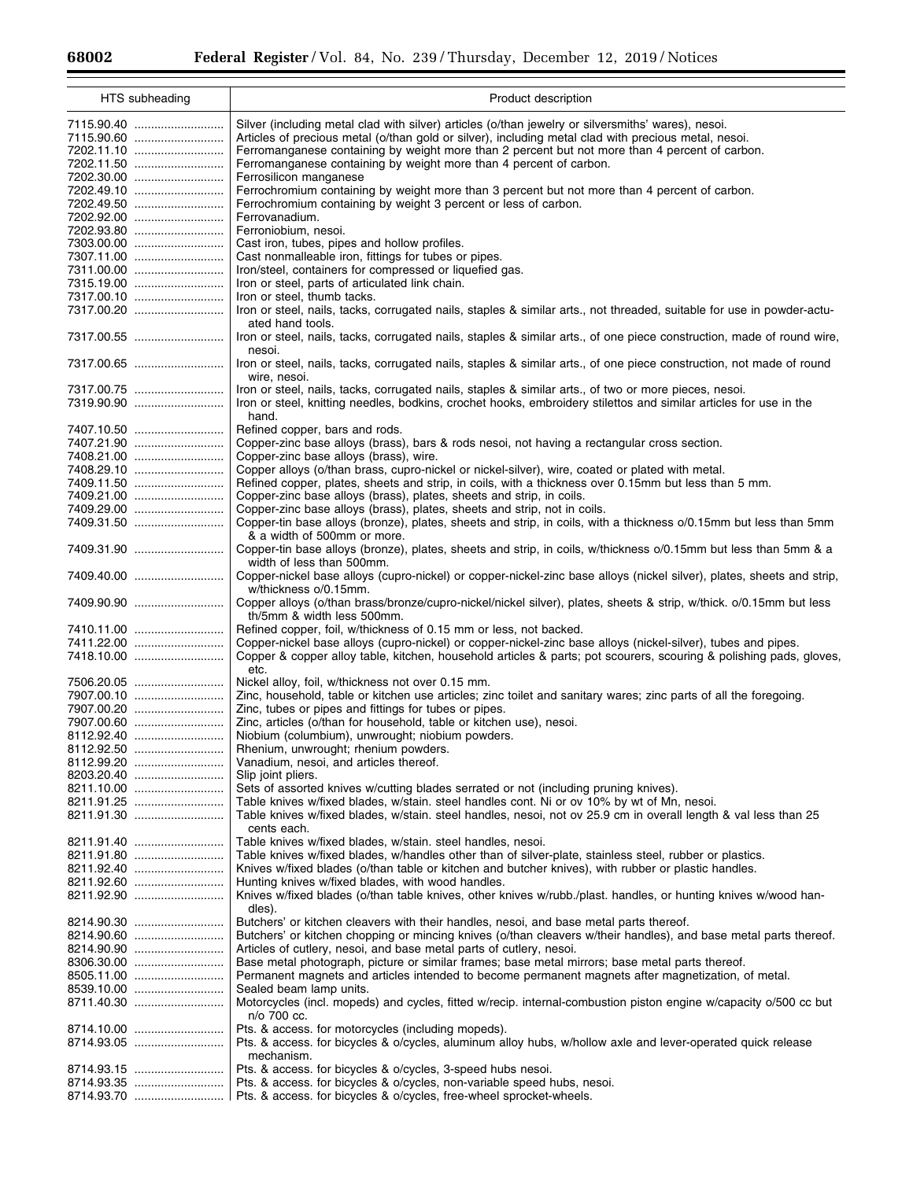| HTS subheading | Product description |
| --- | --- |
| 7115.90.40 | Silver (including metal clad with silver) articles (o/than jewelry or silversmiths' wares), nesoi. |
| 7115.90.60 | Articles of precious metal (o/than gold or silver), including metal clad with precious metal, nesoi. |
| 7202.11.10 | Ferromanganese containing by weight more than 2 percent but not more than 4 percent of carbon. |
| 7202.11.50 | Ferromanganese containing by weight more than 4 percent of carbon. |
| 7202.30.00 | Ferrosilicon manganese |
| 7202.49.10 | Ferrochromium containing by weight more than 3 percent but not more than 4 percent of carbon. |
| 7202.49.50 | Ferrochromium containing by weight 3 percent or less of carbon. |
| 7202.92.00 | Ferrovanadium. |
| 7202.93.80 | Ferroniobium, nesoi. |
| 7303.00.00 | Cast iron, tubes, pipes and hollow profiles. |
| 7307.11.00 | Cast nonmalleable iron, fittings for tubes or pipes. |
| 7311.00.00 | Iron/steel, containers for compressed or liquefied gas. |
| 7315.19.00 | Iron or steel, parts of articulated link chain. |
| 7317.00.10 | Iron or steel, thumb tacks. |
| 7317.00.20 | Iron or steel, nails, tacks, corrugated nails, staples & similar arts., not threaded, suitable for use in powder-actuated hand tools. |
| 7317.00.55 | Iron or steel, nails, tacks, corrugated nails, staples & similar arts., of one piece construction, made of round wire, nesoi. |
| 7317.00.65 | Iron or steel, nails, tacks, corrugated nails, staples & similar arts., of one piece construction, not made of round wire, nesoi. |
| 7317.00.75 | Iron or steel, nails, tacks, corrugated nails, staples & similar arts., of two or more pieces, nesoi. |
| 7319.90.90 | Iron or steel, knitting needles, bodkins, crochet hooks, embroidery stilettos and similar articles for use in the hand. |
| 7407.10.50 | Refined copper, bars and rods. |
| 7407.21.90 | Copper-zinc base alloys (brass), bars & rods nesoi, not having a rectangular cross section. |
| 7408.21.00 | Copper-zinc base alloys (brass), wire. |
| 7408.29.10 | Copper alloys (o/than brass, cupro-nickel or nickel-silver), wire, coated or plated with metal. |
| 7409.11.50 | Refined copper, plates, sheets and strip, in coils, with a thickness over 0.15mm but less than 5 mm. |
| 7409.21.00 | Copper-zinc base alloys (brass), plates, sheets and strip, in coils. |
| 7409.29.00 | Copper-zinc base alloys (brass), plates, sheets and strip, not in coils. |
| 7409.31.50 | Copper-tin base alloys (bronze), plates, sheets and strip, in coils, with a thickness o/0.15mm but less than 5mm & a width of 500mm or more. |
| 7409.31.90 | Copper-tin base alloys (bronze), plates, sheets and strip, in coils, w/thickness o/0.15mm but less than 5mm & a width of less than 500mm. |
| 7409.40.00 | Copper-nickel base alloys (cupro-nickel) or copper-nickel-zinc base alloys (nickel silver), plates, sheets and strip, w/thickness o/0.15mm. |
| 7409.90.90 | Copper alloys (o/than brass/bronze/cupro-nickel/nickel silver), plates, sheets & strip, w/thick. o/0.15mm but less th/5mm & width less 500mm. |
| 7410.11.00 | Refined copper, foil, w/thickness of 0.15 mm or less, not backed. |
| 7411.22.00 | Copper-nickel base alloys (cupro-nickel) or copper-nickel-zinc base alloys (nickel-silver), tubes and pipes. |
| 7418.10.00 | Copper & copper alloy table, kitchen, household articles & parts; pot scourers, scouring & polishing pads, gloves, etc. |
| 7506.20.05 | Nickel alloy, foil, w/thickness not over 0.15 mm. |
| 7907.00.10 | Zinc, household, table or kitchen use articles; zinc toilet and sanitary wares; zinc parts of all the foregoing. |
| 7907.00.20 | Zinc, tubes or pipes and fittings for tubes or pipes. |
| 7907.00.60 | Zinc, articles (o/than for household, table or kitchen use), nesoi. |
| 8112.92.40 | Niobium (columbium), unwrought; niobium powders. |
| 8112.92.50 | Rhenium, unwrought; rhenium powders. |
| 8112.99.20 | Vanadium, nesoi, and articles thereof. |
| 8203.20.40 | Slip joint pliers. |
| 8211.10.00 | Sets of assorted knives w/cutting blades serrated or not (including pruning knives). |
| 8211.91.25 | Table knives w/fixed blades, w/stain. steel handles cont. Ni or ov 10% by wt of Mn, nesoi. |
| 8211.91.30 | Table knives w/fixed blades, w/stain. steel handles, nesoi, not ov 25.9 cm in overall length & val less than 25 cents each. |
| 8211.91.40 | Table knives w/fixed blades, w/stain. steel handles, nesoi. |
| 8211.91.80 | Table knives w/fixed blades, w/handles other than of silver-plate, stainless steel, rubber or plastics. |
| 8211.92.40 | Knives w/fixed blades (o/than table or kitchen and butcher knives), with rubber or plastic handles. |
| 8211.92.60 | Hunting knives w/fixed blades, with wood handles. |
| 8211.92.90 | Knives w/fixed blades (o/than table knives, other knives w/rubb./plast. handles, or hunting knives w/wood handles). |
| 8214.90.30 | Butchers' or kitchen cleavers with their handles, nesoi, and base metal parts thereof. |
| 8214.90.60 | Butchers' or kitchen chopping or mincing knives (o/than cleavers w/their handles), and base metal parts thereof. |
| 8214.90.90 | Articles of cutlery, nesoi, and base metal parts of cutlery, nesoi. |
| 8306.30.00 | Base metal photograph, picture or similar frames; base metal mirrors; base metal parts thereof. |
| 8505.11.00 | Permanent magnets and articles intended to become permanent magnets after magnetization, of metal. |
| 8539.10.00 | Sealed beam lamp units. |
| 8711.40.30 | Motorcycles (incl. mopeds) and cycles, fitted w/recip. internal-combustion piston engine w/capacity o/500 cc but n/o 700 cc. |
| 8714.10.00 | Pts. & access. for motorcycles (including mopeds). |
| 8714.93.05 | Pts. & access. for bicycles & o/cycles, aluminum alloy hubs, w/hollow axle and lever-operated quick release mechanism. |
| 8714.93.15 | Pts. & access. for bicycles & o/cycles, 3-speed hubs nesoi. |
| 8714.93.35 | Pts. & access. for bicycles & o/cycles, non-variable speed hubs, nesoi. |
| 8714.93.70 | Pts. & access. for bicycles & o/cycles, free-wheel sprocket-wheels. |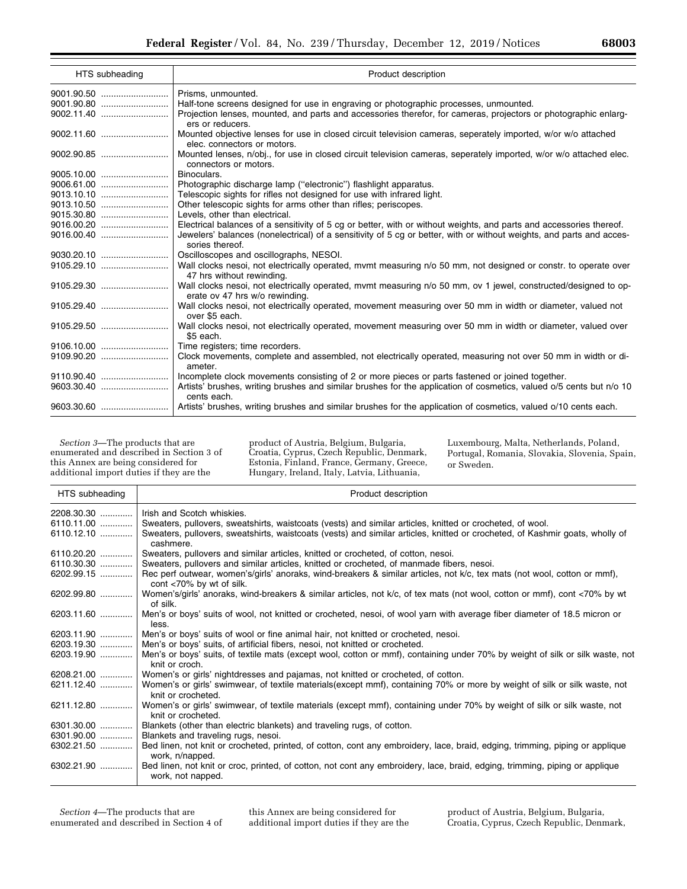| HTS subheading | Product description |
|---|---|
| 9001.90.50 | Prisms, unmounted. |
| 9001.90.80 | Half-tone screens designed for use in engraving or photographic processes, unmounted. |
| 9002.11.40 | Projection lenses, mounted, and parts and accessories therefor, for cameras, projectors or photographic enlargers or reducers. |
| 9002.11.60 | Mounted objective lenses for use in closed circuit television cameras, seperately imported, w/or w/o attached elec. connectors or motors. |
| 9002.90.85 | Mounted lenses, n/obj., for use in closed circuit television cameras, seperately imported, w/or w/o attached elec. connectors or motors. |
| 9005.10.00 | Binoculars. |
| 9006.61.00 | Photographic discharge lamp ("electronic") flashlight apparatus. |
| 9013.10.10 | Telescopic sights for rifles not designed for use with infrared light. |
| 9013.10.50 | Other telescopic sights for arms other than rifles; periscopes. |
| 9015.30.80 | Levels, other than electrical. |
| 9016.00.20 | Electrical balances of a sensitivity of 5 cg or better, with or without weights, and parts and accessories thereof. |
| 9016.00.40 | Jewelers' balances (nonelectrical) of a sensitivity of 5 cg or better, with or without weights, and parts and accessories thereof. |
| 9030.20.10 | Oscilloscopes and oscillographs, NESOI. |
| 9105.29.10 | Wall clocks nesoi, not electrically operated, mvmt measuring n/o 50 mm, not designed or constr. to operate over 47 hrs without rewinding. |
| 9105.29.30 | Wall clocks nesoi, not electrically operated, mvmt measuring n/o 50 mm, ov 1 jewel, constructed/designed to operate ov 47 hrs w/o rewinding. |
| 9105.29.40 | Wall clocks nesoi, not electrically operated, movement measuring over 50 mm in width or diameter, valued not over $5 each. |
| 9105.29.50 | Wall clocks nesoi, not electrically operated, movement measuring over 50 mm in width or diameter, valued over $5 each. |
| 9106.10.00 | Time registers; time recorders. |
| 9109.90.20 | Clock movements, complete and assembled, not electrically operated, measuring not over 50 mm in width or diameter. |
| 9110.90.40 | Incomplete clock movements consisting of 2 or more pieces or parts fastened or joined together. |
| 9603.30.40 | Artists' brushes, writing brushes and similar brushes for the application of cosmetics, valued o/5 cents but n/o 10 cents each. |
| 9603.30.60 | Artists' brushes, writing brushes and similar brushes for the application of cosmetics, valued o/10 cents each. |

*Section 3*—The products that are enumerated and described in Section 3 of this Annex are being considered for additional import duties if they are the product of Austria, Belgium, Bulgaria, Croatia, Cyprus, Czech Republic, Denmark, Estonia, Finland, France, Germany, Greece, Hungary, Ireland, Italy, Latvia, Lithuania, Luxembourg, Malta, Netherlands, Poland, Portugal, Romania, Slovakia, Slovenia, Spain, or Sweden.

| HTS subheading | Product description |
|---|---|
| 2208.30.30 | Irish and Scotch whiskies. |
| 6110.11.00 | Sweaters, pullovers, sweatshirts, waistcoats (vests) and similar articles, knitted or crocheted, of wool. |
| 6110.12.10 | Sweaters, pullovers, sweatshirts, waistcoats (vests) and similar articles, knitted or crocheted, of Kashmir goats, wholly of cashmere. |
| 6110.20.20 | Sweaters, pullovers and similar articles, knitted or crocheted, of cotton, nesoi. |
| 6110.30.30 | Sweaters, pullovers and similar articles, knitted or crocheted, of manmade fibers, nesoi. |
| 6202.99.15 | Rec perf outwear, women's/girls' anoraks, wind-breakers & similar articles, not k/c, tex mats (not wool, cotton or mmf), cont <70% by wt of silk. |
| 6202.99.80 | Women's/girls' anoraks, wind-breakers & similar articles, not k/c, of tex mats (not wool, cotton or mmf), cont <70% by wt of silk. |
| 6203.11.60 | Men's or boys' suits of wool, not knitted or crocheted, nesoi, of wool yarn with average fiber diameter of 18.5 micron or less. |
| 6203.11.90 | Men's or boys' suits of wool or fine animal hair, not knitted or crocheted, nesoi. |
| 6203.19.30 | Men's or boys' suits, of artificial fibers, nesoi, not knitted or crocheted. |
| 6203.19.90 | Men's or boys' suits, of textile mats (except wool, cotton or mmf), containing under 70% by weight of silk or silk waste, not knit or croch. |
| 6208.21.00 | Women's or girls' nightdresses and pajamas, not knitted or crocheted, of cotton. |
| 6211.12.40 | Women's or girls' swimwear, of textile materials(except mmf), containing 70% or more by weight of silk or silk waste, not knit or crocheted. |
| 6211.12.80 | Women's or girls' swimwear, of textile materials (except mmf), containing under 70% by weight of silk or silk waste, not knit or crocheted. |
| 6301.30.00 | Blankets (other than electric blankets) and traveling rugs, of cotton. |
| 6301.90.00 | Blankets and traveling rugs, nesoi. |
| 6302.21.50 | Bed linen, not knit or crocheted, printed, of cotton, cont any embroidery, lace, braid, edging, trimming, piping or applique work, n/napped. |
| 6302.21.90 | Bed linen, not knit or croc, printed, of cotton, not cont any embroidery, lace, braid, edging, trimming, piping or applique work, not napped. |

*Section 4*—The products that are enumerated and described in Section 4 of this Annex are being considered for additional import duties if they are the product of Austria, Belgium, Bulgaria, Croatia, Cyprus, Czech Republic, Denmark,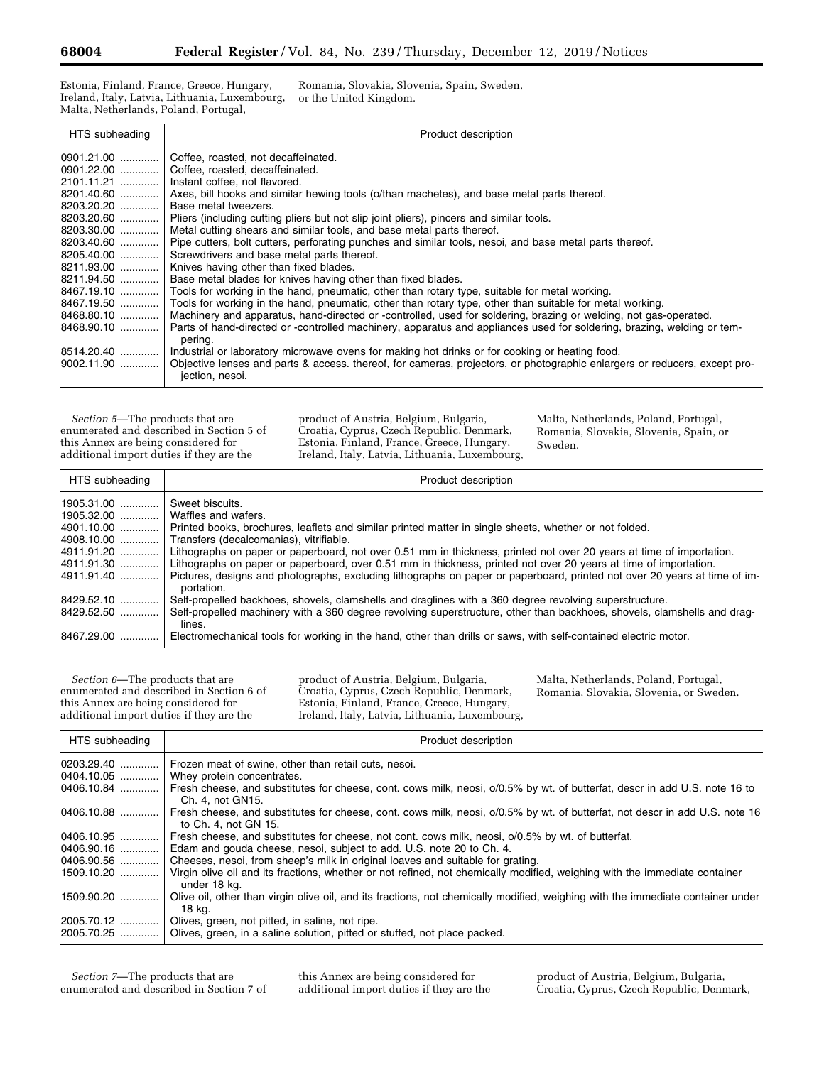Estonia, Finland, France, Greece, Hungary, Ireland, Italy, Latvia, Lithuania, Luxembourg, Malta, Netherlands, Poland, Portugal, Romania, Slovakia, Slovenia, Spain, Sweden, or the United Kingdom.

| HTS subheading | Product description |
|---|---|
| 0901.21.00 | Coffee, roasted, not decaffeinated. |
| 0901.22.00 | Coffee, roasted, decaffeinated. |
| 2101.11.21 | Instant coffee, not flavored. |
| 8201.40.60 | Axes, bill hooks and similar hewing tools (o/than machetes), and base metal parts thereof. |
| 8203.20.20 | Base metal tweezers. |
| 8203.20.60 | Pliers (including cutting pliers but not slip joint pliers), pincers and similar tools. |
| 8203.30.00 | Metal cutting shears and similar tools, and base metal parts thereof. |
| 8203.40.60 | Pipe cutters, bolt cutters, perforating punches and similar tools, nesoi, and base metal parts thereof. |
| 8205.40.00 | Screwdrivers and base metal parts thereof. |
| 8211.93.00 | Knives having other than fixed blades. |
| 8211.94.50 | Base metal blades for knives having other than fixed blades. |
| 8467.19.10 | Tools for working in the hand, pneumatic, other than rotary type, suitable for metal working. |
| 8467.19.50 | Tools for working in the hand, pneumatic, other than rotary type, other than suitable for metal working. |
| 8468.80.10 | Machinery and apparatus, hand-directed or -controlled, used for soldering, brazing or welding, not gas-operated. |
| 8468.90.10 | Parts of hand-directed or -controlled machinery, apparatus and appliances used for soldering, brazing, welding or tempering. |
| 8514.20.40 | Industrial or laboratory microwave ovens for making hot drinks or for cooking or heating food. |
| 9002.11.90 | Objective lenses and parts & access. thereof, for cameras, projectors, or photographic enlargers or reducers, except projection, nesoi. |

*Section 5*—The products that are enumerated and described in Section 5 of this Annex are being considered for additional import duties if they are the product of Austria, Belgium, Bulgaria, Croatia, Cyprus, Czech Republic, Denmark, Estonia, Finland, France, Greece, Hungary, Ireland, Italy, Latvia, Lithuania, Luxembourg, Malta, Netherlands, Poland, Portugal, Romania, Slovakia, Slovenia, Spain, or Sweden.

| HTS subheading | Product description |
|---|---|
| 1905.31.00 | Sweet biscuits. |
| 1905.32.00 | Waffles and wafers. |
| 4901.10.00 | Printed books, brochures, leaflets and similar printed matter in single sheets, whether or not folded. |
| 4908.10.00 | Transfers (decalcomanias), vitrifiable. |
| 4911.91.20 | Lithographs on paper or paperboard, not over 0.51 mm in thickness, printed not over 20 years at time of importation. |
| 4911.91.30 | Lithographs on paper or paperboard, over 0.51 mm in thickness, printed not over 20 years at time of importation. |
| 4911.91.40 | Pictures, designs and photographs, excluding lithographs on paper or paperboard, printed not over 20 years at time of importation. |
| 8429.52.10 | Self-propelled backhoes, shovels, clamshells and draglines with a 360 degree revolving superstructure. |
| 8429.52.50 | Self-propelled machinery with a 360 degree revolving superstructure, other than backhoes, shovels, clamshells and draglines. |
| 8467.29.00 | Electromechanical tools for working in the hand, other than drills or saws, with self-contained electric motor. |

*Section 6*—The products that are enumerated and described in Section 6 of this Annex are being considered for additional import duties if they are the product of Austria, Belgium, Bulgaria, Croatia, Cyprus, Czech Republic, Denmark, Estonia, Finland, France, Greece, Hungary, Ireland, Italy, Latvia, Lithuania, Luxembourg, Malta, Netherlands, Poland, Portugal, Romania, Slovakia, Slovenia, or Sweden.

| HTS subheading | Product description |
|---|---|
| 0203.29.40 | Frozen meat of swine, other than retail cuts, nesoi. |
| 0404.10.05 | Whey protein concentrates. |
| 0406.10.84 | Fresh cheese, and substitutes for cheese, cont. cows milk, neosi, o/0.5% by wt. of butterfat, descr in add U.S. note 16 to Ch. 4, not GN15. |
| 0406.10.88 | Fresh cheese, and substitutes for cheese, cont. cows milk, neosi, o/0.5% by wt. of butterfat, not descr in add U.S. note 16 to Ch. 4, not GN 15. |
| 0406.10.95 | Fresh cheese, and substitutes for cheese, not cont. cows milk, neosi, o/0.5% by wt. of butterfat. |
| 0406.90.16 | Edam and gouda cheese, nesoi, subject to add. U.S. note 20 to Ch. 4. |
| 0406.90.56 | Cheeses, nesoi, from sheep's milk in original loaves and suitable for grating. |
| 1509.10.20 | Virgin olive oil and its fractions, whether or not refined, not chemically modified, weighing with the immediate container under 18 kg. |
| 1509.90.20 | Olive oil, other than virgin olive oil, and its fractions, not chemically modified, weighing with the immediate container under 18 kg. |
| 2005.70.12 | Olives, green, not pitted, in saline, not ripe. |
| 2005.70.25 | Olives, green, in a saline solution, pitted or stuffed, not place packed. |

*Section 7*—The products that are enumerated and described in Section 7 of this Annex are being considered for additional import duties if they are the product of Austria, Belgium, Bulgaria, Croatia, Cyprus, Czech Republic, Denmark,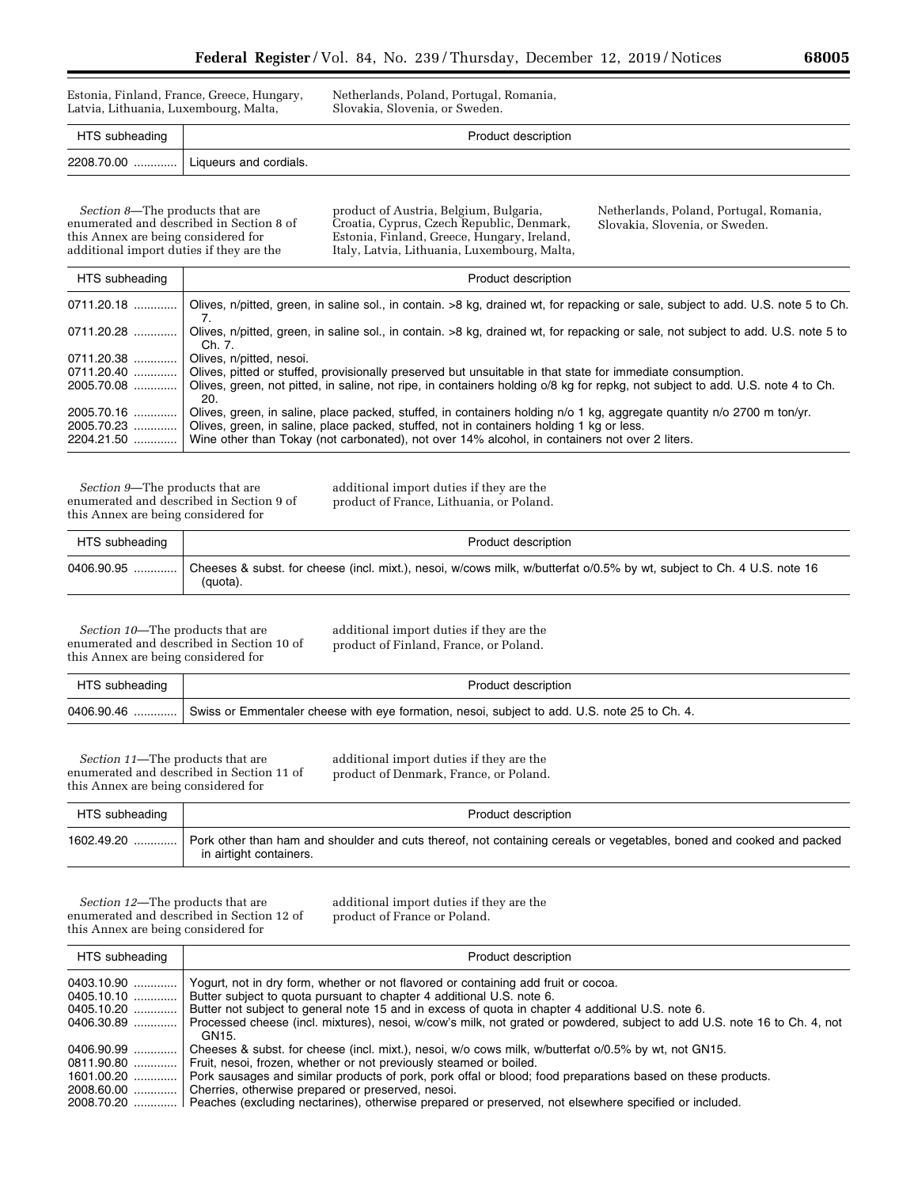Estonia, Finland, France, Greece, Hungary, Latvia, Lithuania, Luxembourg, Malta, Netherlands, Poland, Portugal, Romania, Slovakia, Slovenia, or Sweden.

| HTS subheading | Product description |
| --- | --- |
| 2208.70.00 ............ | Liqueurs and cordials. |

*Section 8*—The products that are enumerated and described in Section 8 of this Annex are being considered for additional import duties if they are the product of Austria, Belgium, Bulgaria, Croatia, Cyprus, Czech Republic, Denmark, Estonia, Finland, Greece, Hungary, Ireland, Italy, Latvia, Lithuania, Luxembourg, Malta, Netherlands, Poland, Portugal, Romania, Slovakia, Slovenia, or Sweden.

| HTS subheading | Product description |
| --- | --- |
| 0711.20.18 ............ | Olives, n/pitted, green, in saline sol., in contain. >8 kg, drained wt, for repacking or sale, subject to add. U.S. note 5 to Ch. 7. |
| 0711.20.28 ............ | Olives, n/pitted, green, in saline sol., in contain. >8 kg, drained wt, for repacking or sale, not subject to add. U.S. note 5 to Ch. 7. |
| 0711.20.38 ............ | Olives, n/pitted, nesoi. |
| 0711.20.40 ............ | Olives, pitted or stuffed, provisionally preserved but unsuitable in that state for immediate consumption. |
| 2005.70.08 ............ | Olives, green, not pitted, in saline, not ripe, in containers holding o/8 kg for repkg, not subject to add. U.S. note 4 to Ch. 20. |
| 2005.70.16 ............ | Olives, green, in saline, place packed, stuffed, in containers holding n/o 1 kg, aggregate quantity n/o 2700 m ton/yr. |
| 2005.70.23 ............ | Olives, green, in saline, place packed, stuffed, not in containers holding 1 kg or less. |
| 2204.21.50 ............ | Wine other than Tokay (not carbonated), not over 14% alcohol, in containers not over 2 liters. |

*Section 9*—The products that are enumerated and described in Section 9 of this Annex are being considered for additional import duties if they are the product of France, Lithuania, or Poland.

| HTS subheading | Product description |
| --- | --- |
| 0406.90.95 ............ | Cheeses & subst. for cheese (incl. mixt.), nesoi, w/cows milk, w/butterfat o/0.5% by wt, subject to Ch. 4 U.S. note 16 (quota). |

*Section 10*—The products that are enumerated and described in Section 10 of this Annex are being considered for additional import duties if they are the product of Finland, France, or Poland.

| HTS subheading | Product description |
| --- | --- |
| 0406.90.46 ............ | Swiss or Emmentaler cheese with eye formation, nesoi, subject to add. U.S. note 25 to Ch. 4. |

*Section 11*—The products that are enumerated and described in Section 11 of this Annex are being considered for additional import duties if they are the product of Denmark, France, or Poland.

| HTS subheading | Product description |
| --- | --- |
| 1602.49.20 ............ | Pork other than ham and shoulder and cuts thereof, not containing cereals or vegetables, boned and cooked and packed in airtight containers. |

*Section 12*—The products that are enumerated and described in Section 12 of this Annex are being considered for additional import duties if they are the product of France or Poland.

| HTS subheading | Product description |
| --- | --- |
| 0403.10.90 ............ | Yogurt, not in dry form, whether or not flavored or containing add fruit or cocoa. |
| 0405.10.10 ............ | Butter subject to quota pursuant to chapter 4 additional U.S. note 6. |
| 0405.10.20 ............ | Butter not subject to general note 15 and in excess of quota in chapter 4 additional U.S. note 6. |
| 0406.30.89 ............ | Processed cheese (incl. mixtures), nesoi, w/cow's milk, not grated or powdered, subject to add U.S. note 16 to Ch. 4, not GN15. |
| 0406.90.99 ............ | Cheeses & subst. for cheese (incl. mixt.), nesoi, w/o cows milk, w/butterfat o/0.5% by wt, not GN15. |
| 0811.90.80 ............ | Fruit, nesoi, frozen, whether or not previously steamed or boiled. |
| 1601.00.20 ............ | Pork sausages and similar products of pork, pork offal or blood; food preparations based on these products. |
| 2008.60.00 ............ | Cherries, otherwise prepared or preserved, nesoi. |
| 2008.70.20 ............ | Peaches (excluding nectarines), otherwise prepared or preserved, not elsewhere specified or included. |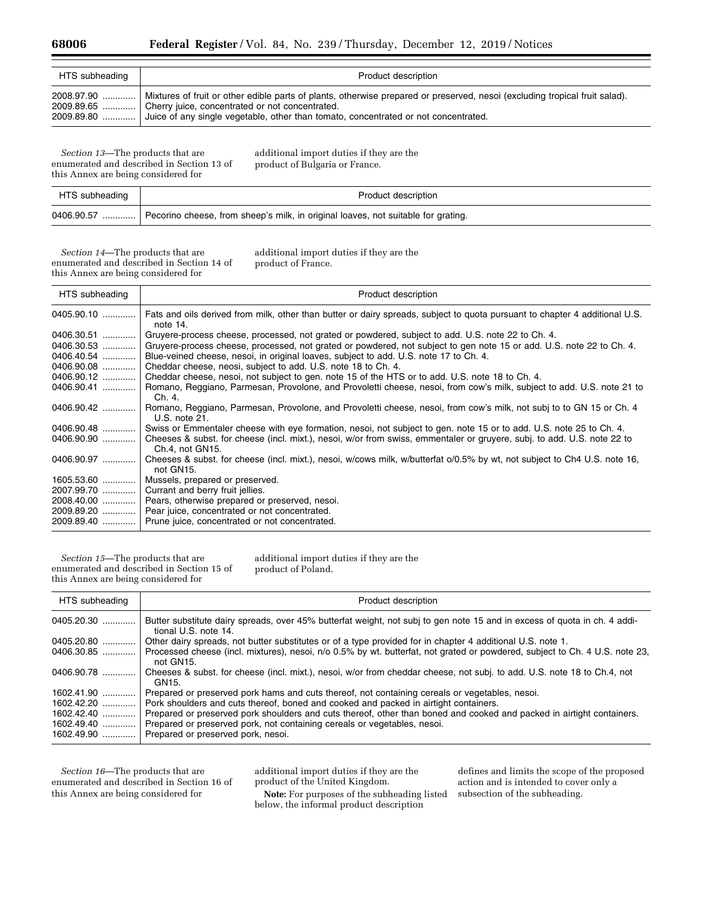| HTS subheading | Product description |
|---|---|
| 2008.97.90 | Mixtures of fruit or other edible parts of plants, otherwise prepared or preserved, nesoi (excluding tropical fruit salad). |
| 2009.89.65 | Cherry juice, concentrated or not concentrated. |
| 2009.89.80 | Juice of any single vegetable, other than tomato, concentrated or not concentrated. |

*Section 13*—The products that are enumerated and described in Section 13 of this Annex are being considered for additional import duties if they are the product of Bulgaria or France.

| HTS subheading | Product description |
|---|---|
| 0406.90.57 | Pecorino cheese, from sheep's milk, in original loaves, not suitable for grating. |

*Section 14*—The products that are enumerated and described in Section 14 of this Annex are being considered for additional import duties if they are the product of France.

| HTS subheading | Product description |
|---|---|
| 0405.90.10 | Fats and oils derived from milk, other than butter or dairy spreads, subject to quota pursuant to chapter 4 additional U.S. note 14. |
| 0406.30.51 | Gruyere-process cheese, processed, not grated or powdered, subject to add. U.S. note 22 to Ch. 4. |
| 0406.30.53 | Gruyere-process cheese, processed, not grated or powdered, not subject to gen note 15 or add. U.S. note 22 to Ch. 4. |
| 0406.40.54 | Blue-veined cheese, nesoi, in original loaves, subject to add. U.S. note 17 to Ch. 4. |
| 0406.90.08 | Cheddar cheese, neosi, subject to add. U.S. note 18 to Ch. 4. |
| 0406.90.12 | Cheddar cheese, nesoi, not subject to gen. note 15 of the HTS or to add. U.S. note 18 to Ch. 4. |
| 0406.90.41 | Romano, Reggiano, Parmesan, Provolone, and Provoletti cheese, nesoi, from cow's milk, subject to add. U.S. note 21 to Ch. 4. |
| 0406.90.42 | Romano, Reggiano, Parmesan, Provolone, and Provoletti cheese, nesoi, from cow's milk, not subj to to GN 15 or Ch. 4 U.S. note 21. |
| 0406.90.48 | Swiss or Emmentaler cheese with eye formation, nesoi, not subject to gen. note 15 or to add. U.S. note 25 to Ch. 4. |
| 0406.90.90 | Cheeses & subst. for cheese (incl. mixt.), nesoi, w/or from swiss, emmentaler or gruyere, subj. to add. U.S. note 22 to Ch.4, not GN15. |
| 0406.90.97 | Cheeses & subst. for cheese (incl. mixt.), nesoi, w/cows milk, w/butterfat o/0.5% by wt, not subject to Ch4 U.S. note 16, not GN15. |
| 1605.53.60 | Mussels, prepared or preserved. |
| 2007.99.70 | Currant and berry fruit jellies. |
| 2008.40.00 | Pears, otherwise prepared or preserved, nesoi. |
| 2009.89.20 | Pear juice, concentrated or not concentrated. |
| 2009.89.40 | Prune juice, concentrated or not concentrated. |

*Section 15*—The products that are enumerated and described in Section 15 of this Annex are being considered for additional import duties if they are the product of Poland.

| HTS subheading | Product description |
|---|---|
| 0405.20.30 | Butter substitute dairy spreads, over 45% butterfat weight, not subj to gen note 15 and in excess of quota in ch. 4 additional U.S. note 14. |
| 0405.20.80 | Other dairy spreads, not butter substitutes or of a type provided for in chapter 4 additional U.S. note 1. |
| 0406.30.85 | Processed cheese (incl. mixtures), nesoi, n/o 0.5% by wt. butterfat, not grated or powdered, subject to Ch. 4 U.S. note 23, not GN15. |
| 0406.90.78 | Cheeses & subst. for cheese (incl. mixt.), nesoi, w/or from cheddar cheese, not subj. to add. U.S. note 18 to Ch.4, not GN15. |
| 1602.41.90 | Prepared or preserved pork hams and cuts thereof, not containing cereals or vegetables, nesoi. |
| 1602.42.20 | Pork shoulders and cuts thereof, boned and cooked and packed in airtight containers. |
| 1602.42.40 | Prepared or preserved pork shoulders and cuts thereof, other than boned and cooked and packed in airtight containers. |
| 1602.49.40 | Prepared or preserved pork, not containing cereals or vegetables, nesoi. |
| 1602.49.90 | Prepared or preserved pork, nesoi. |

*Section 16*—The products that are enumerated and described in Section 16 of this Annex are being considered for additional import duties if they are the product of the United Kingdom.

**Note:** For purposes of the subheading listed below, the informal product description defines and limits the scope of the proposed action and is intended to cover only a subsection of the subheading.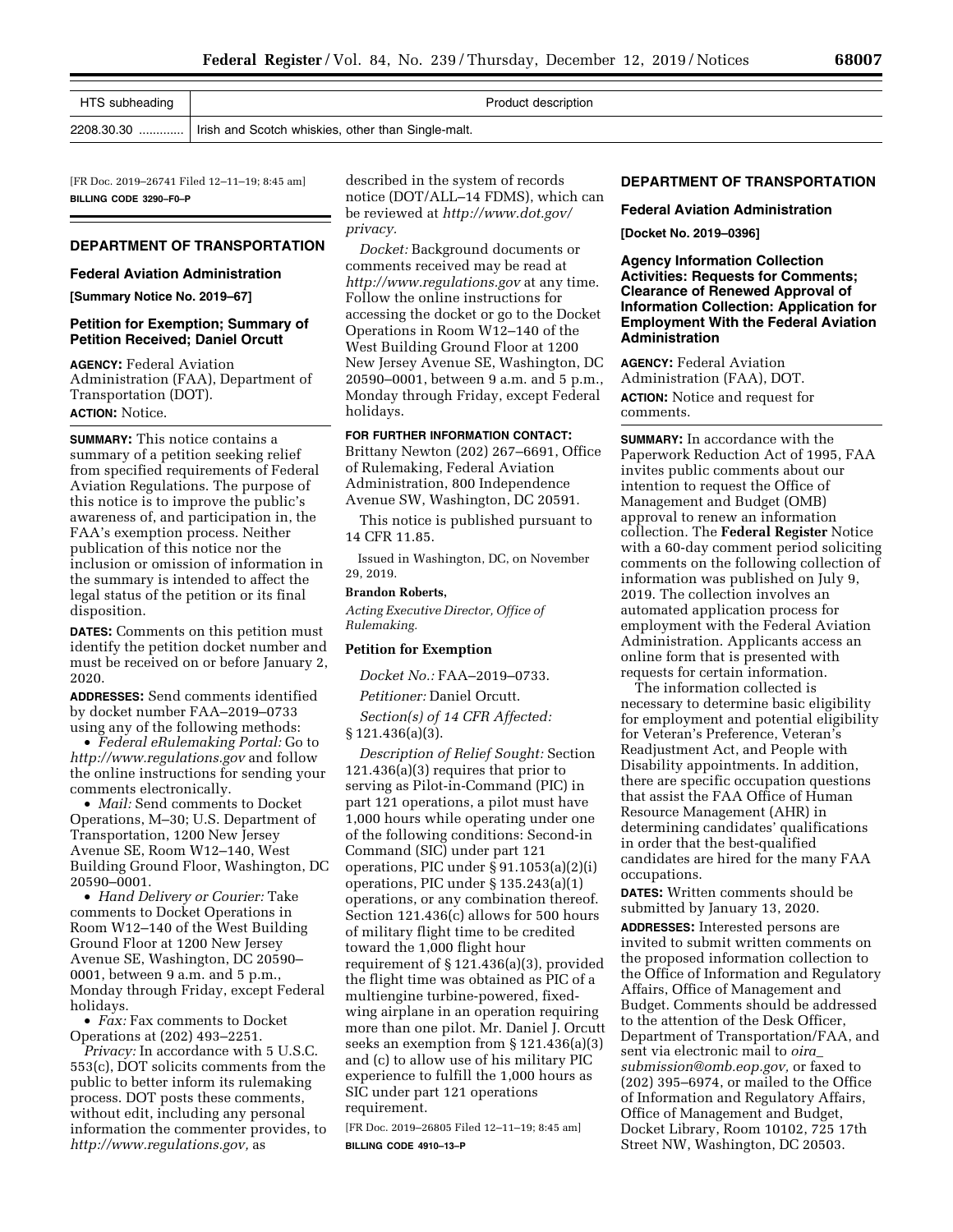| HTS subheading | Product description |
| --- | --- |
| 2208.30.30 ............ | Irish and Scotch whiskies, other than Single-malt. |

[FR Doc. 2019–26741 Filed 12–11–19; 8:45 am]

**BILLING CODE 3290–F0–P**

## DEPARTMENT OF TRANSPORTATION

### Federal Aviation Administration

**[Summary Notice No. 2019–67]**

### Petition for Exemption; Summary of Petition Received; Daniel Orcutt

**AGENCY:** Federal Aviation Administration (FAA), Department of Transportation (DOT).

**ACTION:** Notice.

**SUMMARY:** This notice contains a summary of a petition seeking relief from specified requirements of Federal Aviation Regulations. The purpose of this notice is to improve the public's awareness of, and participation in, the FAA's exemption process. Neither publication of this notice nor the inclusion or omission of information in the summary is intended to affect the legal status of the petition or its final disposition.

**DATES:** Comments on this petition must identify the petition docket number and must be received on or before January 2, 2020.

**ADDRESSES:** Send comments identified by docket number FAA–2019–0733 using any of the following methods:

- *Federal eRulemaking Portal:* Go to *http://www.regulations.gov* and follow the online instructions for sending your comments electronically.
- *Mail:* Send comments to Docket Operations, M–30; U.S. Department of Transportation, 1200 New Jersey Avenue SE, Room W12–140, West Building Ground Floor, Washington, DC 20590–0001.
- *Hand Delivery or Courier:* Take comments to Docket Operations in Room W12–140 of the West Building Ground Floor at 1200 New Jersey Avenue SE, Washington, DC 20590–0001, between 9 a.m. and 5 p.m., Monday through Friday, except Federal holidays.
- *Fax:* Fax comments to Docket Operations at (202) 493–2251.

*Privacy:* In accordance with 5 U.S.C. 553(c), DOT solicits comments from the public to better inform its rulemaking process. DOT posts these comments, without edit, including any personal information the commenter provides, to *http://www.regulations.gov,* as described in the system of records notice (DOT/ALL–14 FDMS), which can be reviewed at *http://www.dot.gov/privacy.*

*Docket:* Background documents or comments received may be read at *http://www.regulations.gov* at any time. Follow the online instructions for accessing the docket or go to the Docket Operations in Room W12–140 of the West Building Ground Floor at 1200 New Jersey Avenue SE, Washington, DC 20590–0001, between 9 a.m. and 5 p.m., Monday through Friday, except Federal holidays.

**FOR FURTHER INFORMATION CONTACT:** Brittany Newton (202) 267–6691, Office of Rulemaking, Federal Aviation Administration, 800 Independence Avenue SW, Washington, DC 20591.

This notice is published pursuant to 14 CFR 11.85.

Issued in Washington, DC, on November 29, 2019.

**Brandon Roberts,**

*Acting Executive Director, Office of Rulemaking.*

### Petition for Exemption

*Docket No.:* FAA–2019–0733.

*Petitioner:* Daniel Orcutt.

*Section(s) of 14 CFR Affected:* § 121.436(a)(3).

*Description of Relief Sought:* Section 121.436(a)(3) requires that prior to serving as Pilot-in-Command (PIC) in part 121 operations, a pilot must have 1,000 hours while operating under one of the following conditions: Second-in Command (SIC) under part 121 operations, PIC under § 91.1053(a)(2)(i) operations, PIC under § 135.243(a)(1) operations, or any combination thereof. Section 121.436(c) allows for 500 hours of military flight time to be credited toward the 1,000 flight hour requirement of § 121.436(a)(3), provided the flight time was obtained as PIC of a multiengine turbine-powered, fixed-wing airplane in an operation requiring more than one pilot. Mr. Daniel J. Orcutt seeks an exemption from § 121.436(a)(3) and (c) to allow use of his military PIC experience to fulfill the 1,000 hours as SIC under part 121 operations requirement.

[FR Doc. 2019–26805 Filed 12–11–19; 8:45 am]

**BILLING CODE 4910–13–P**

## DEPARTMENT OF TRANSPORTATION

### Federal Aviation Administration

**[Docket No. 2019–0396]**

### Agency Information Collection Activities: Requests for Comments; Clearance of Renewed Approval of Information Collection: Application for Employment With the Federal Aviation Administration

**AGENCY:** Federal Aviation Administration (FAA), DOT.

**ACTION:** Notice and request for comments.

**SUMMARY:** In accordance with the Paperwork Reduction Act of 1995, FAA invites public comments about our intention to request the Office of Management and Budget (OMB) approval to renew an information collection. The **Federal Register** Notice with a 60-day comment period soliciting comments on the following collection of information was published on July 9, 2019. The collection involves an automated application process for employment with the Federal Aviation Administration. Applicants access an online form that is presented with requests for certain information.

The information collected is necessary to determine basic eligibility for employment and potential eligibility for Veteran's Preference, Veteran's Readjustment Act, and People with Disability appointments. In addition, there are specific occupation questions that assist the FAA Office of Human Resource Management (AHR) in determining candidates' qualifications in order that the best-qualified candidates are hired for the many FAA occupations.

**DATES:** Written comments should be submitted by January 13, 2020.

**ADDRESSES:** Interested persons are invited to submit written comments on the proposed information collection to the Office of Information and Regulatory Affairs, Office of Management and Budget. Comments should be addressed to the attention of the Desk Officer, Department of Transportation/FAA, and sent via electronic mail to *oira_submission@omb.eop.gov*, or faxed to (202) 395–6974, or mailed to the Office of Information and Regulatory Affairs, Office of Management and Budget, Docket Library, Room 10102, 725 17th Street NW, Washington, DC 20503.